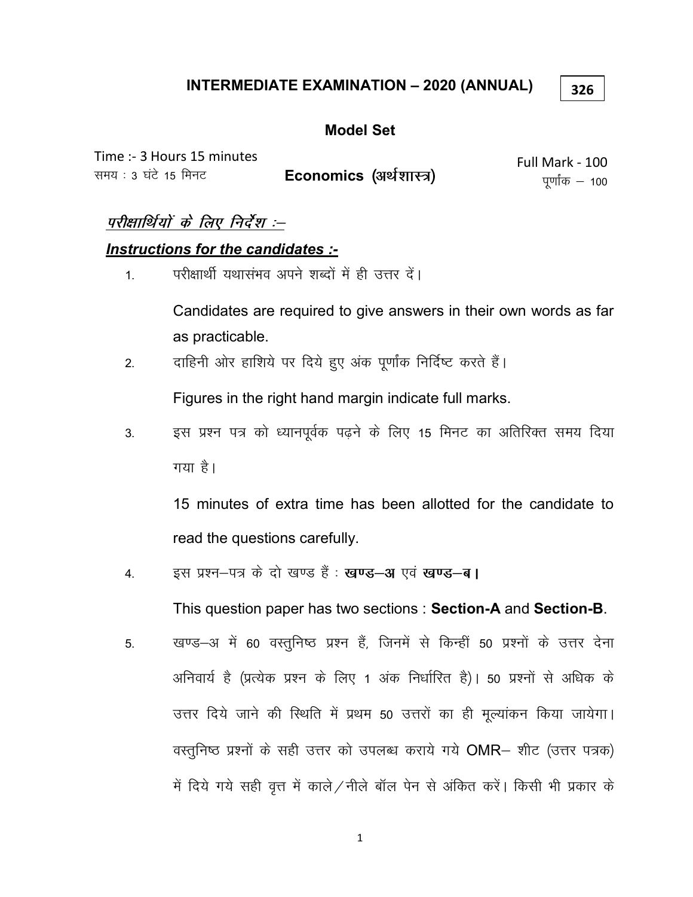# INTERMEDIATE EXAMINATION – 2020 (ANNUAL)

326

## Model Set

Time :- 3 Hours 15 minutes
समय : 3 घंटे 15 मिनट

**Economics (अर्थशास्त्र)**

Full Mark - 100
पूर्णांक – 100

***<u>परीक्षार्थियों के लिए निर्देश :–</u>***

***<u>Instructions for the candidates :-</u>***

1. परीक्षार्थी यथासंभव अपने शब्दों में ही उत्तर दें।

   Candidates are required to give answers in their own words as far as practicable.

2. दाहिनी ओर हाशिये पर दिये हुए अंक पूर्णांक निर्दिष्ट करते हैं।

   Figures in the right hand margin indicate full marks.

3. इस प्रश्न पत्र को ध्यानपूर्वक पढ़ने के लिए 15 मिनट का अतिरिक्त समय दिया गया है।

   15 minutes of extra time has been allotted for the candidate to read the questions carefully.

4. इस प्रश्न–पत्र के दो खण्ड हैं : **खण्ड–अ** एवं **खण्ड–ब।**

   This question paper has two sections : **Section-A** and **Section-B**.

5. खण्ड–अ में 60 वस्तुनिष्ठ प्रश्न हैं, जिनमें से किन्हीं 50 प्रश्नों के उत्तर देना अनिवार्य है (प्रत्येक प्रश्न के लिए 1 अंक निर्धारित है)। 50 प्रश्नों से अधिक के उत्तर दिये जाने की स्थिति में प्रथम 50 उत्तरों का ही मूल्यांकन किया जायेगा। वस्तुनिष्ठ प्रश्नों के सही उत्तर को उपलब्ध कराये गये OMR– शीट (उत्तर पत्रक) में दिये गये सही वृत्त में काले/नीले बॉल पेन से अंकित करें। किसी भी प्रकार के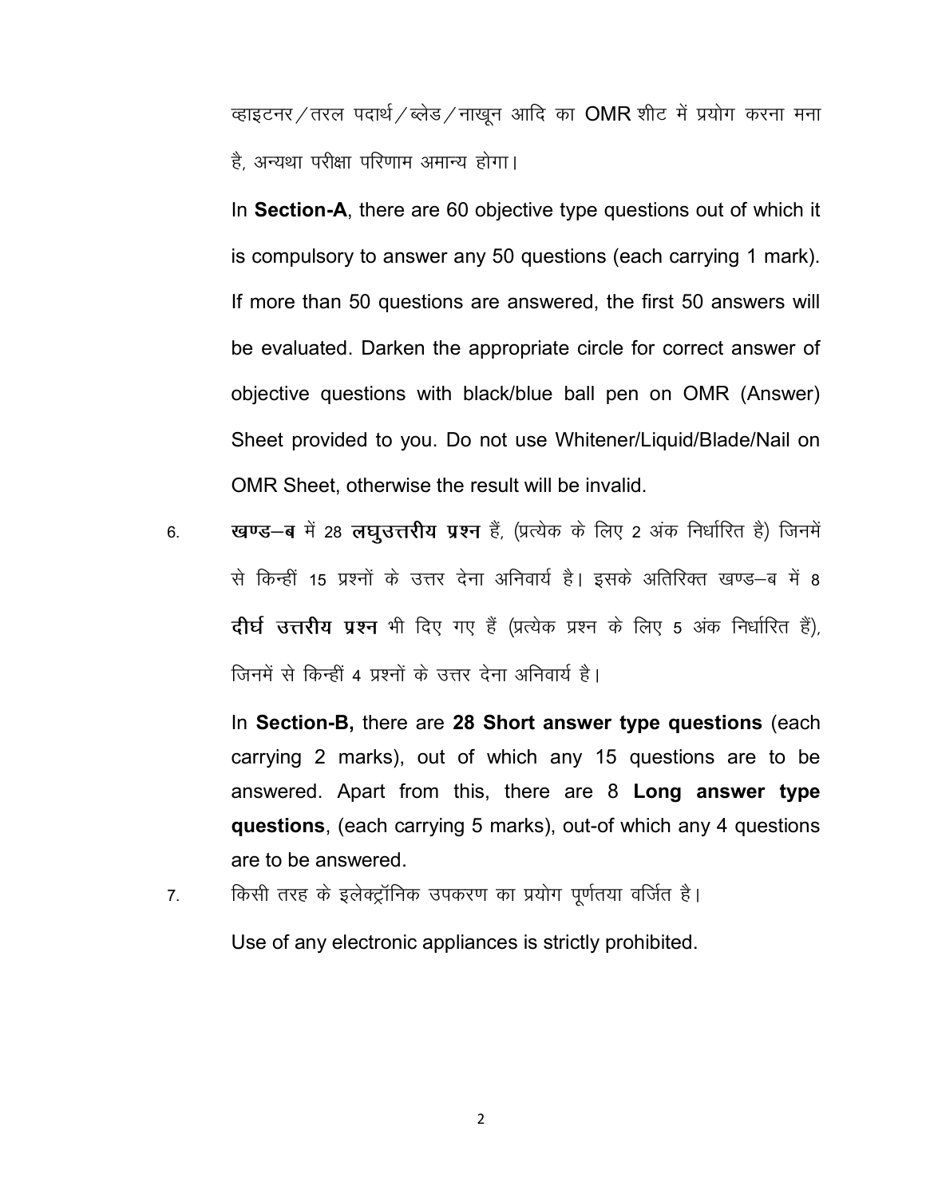व्हाइटनर / तरल पदार्थ / ब्लेड / नाखून आदि का OMR शीट में प्रयोग करना मना है, अन्यथा परीक्षा परिणाम अमान्य होगा।

In **Section-A**, there are 60 objective type questions out of which it is compulsory to answer any 50 questions (each carrying 1 mark). If more than 50 questions are answered, the first 50 answers will be evaluated. Darken the appropriate circle for correct answer of objective questions with black/blue ball pen on OMR (Answer) Sheet provided to you. Do not use Whitener/Liquid/Blade/Nail on OMR Sheet, otherwise the result will be invalid.

6. **खण्ड–ब** में 28 **लघुउत्तरीय प्रश्न** हैं, (प्रत्येक के लिए 2 अंक निर्धारित है) जिनमें से किन्हीं 15 प्रश्नों के उत्तर देना अनिवार्य है। इसके अतिरिक्त खण्ड–ब में 8 **दीर्घ उत्तरीय प्रश्न** भी दिए गए हैं (प्रत्येक प्रश्न के लिए 5 अंक निर्धारित हैं), जिनमें से किन्हीं 4 प्रश्नों के उत्तर देना अनिवार्य है।

   In **Section-B,** there are **28 Short answer type questions** (each carrying 2 marks), out of which any 15 questions are to be answered. Apart from this, there are 8 **Long answer type questions**, (each carrying 5 marks), out-of which any 4 questions are to be answered.

7. किसी तरह के इलेक्ट्रॉनिक उपकरण का प्रयोग पूर्णतया वर्जित है।

   Use of any electronic appliances is strictly prohibited.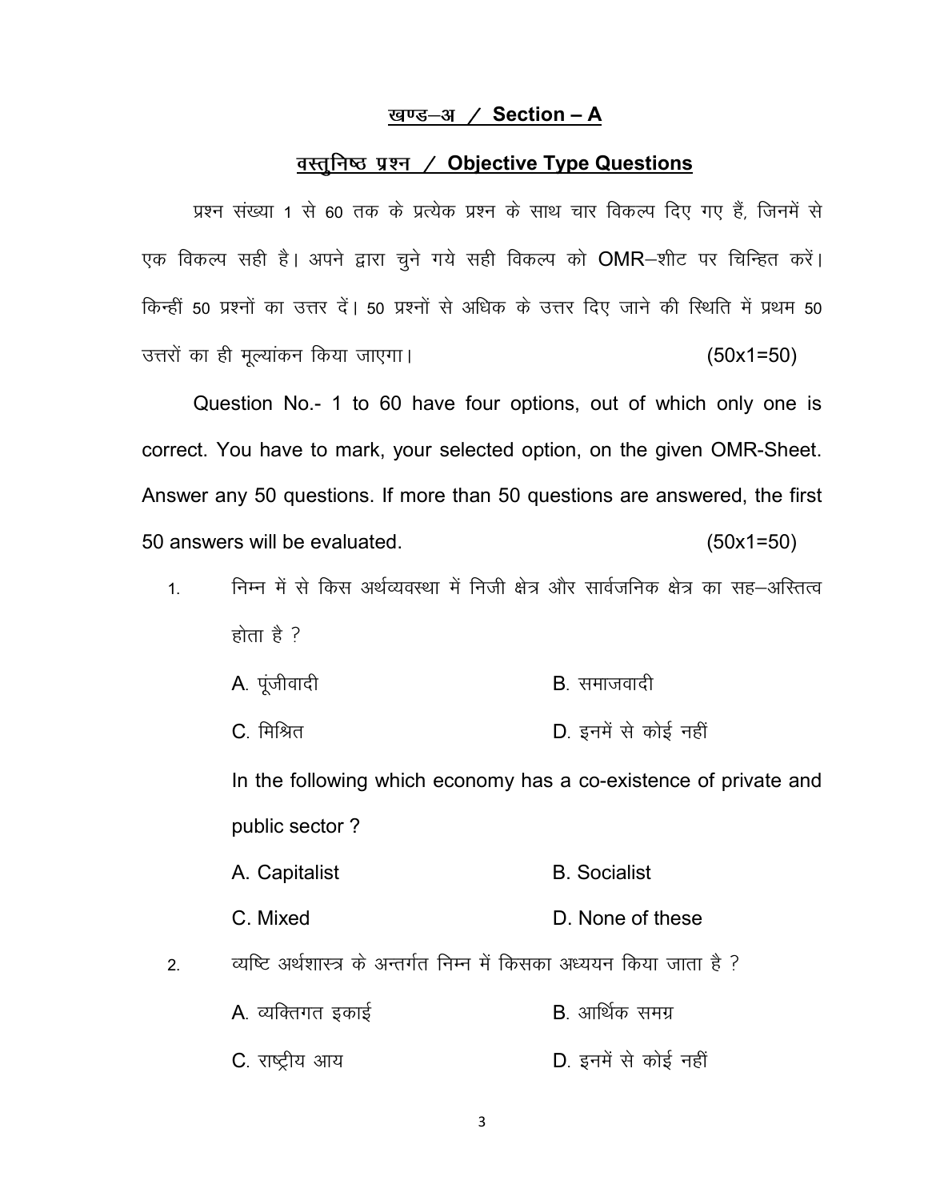## खण्ड–अ / Section – A

## वस्तुनिष्ठ प्रश्न / Objective Type Questions

प्रश्न संख्या 1 से 60 तक के प्रत्येक प्रश्न के साथ चार विकल्प दिए गए हैं, जिनमें से एक विकल्प सही है। अपने द्वारा चुने गये सही विकल्प को OMR–शीट पर चिन्हित करें। किन्हीं 50 प्रश्नों का उत्तर दें। 50 प्रश्नों से अधिक के उत्तर दिए जाने की स्थिति में प्रथम 50 उत्तरों का ही मूल्यांकन किया जाएगा। (50x1=50)

Question No.- 1 to 60 have four options, out of which only one is correct. You have to mark, your selected option, on the given OMR-Sheet. Answer any 50 questions. If more than 50 questions are answered, the first 50 answers will be evaluated. (50x1=50)

1. निम्न में से किस अर्थव्यवस्था में निजी क्षेत्र और सार्वजनिक क्षेत्र का सह–अस्तित्व होता है ?

   A. पूंजीवादी B. समाजवादी

   C. मिश्रित D. इनमें से कोई नहीं

   In the following which economy has a co-existence of private and public sector ?

   A. Capitalist B. Socialist

   C. Mixed D. None of these

2. व्यष्टि अर्थशास्त्र के अन्तर्गत निम्न में किसका अध्ययन किया जाता है ?

   A. व्यक्तिगत इकाई B. आर्थिक समग्र

   C. राष्ट्रीय आय D. इनमें से कोई नहीं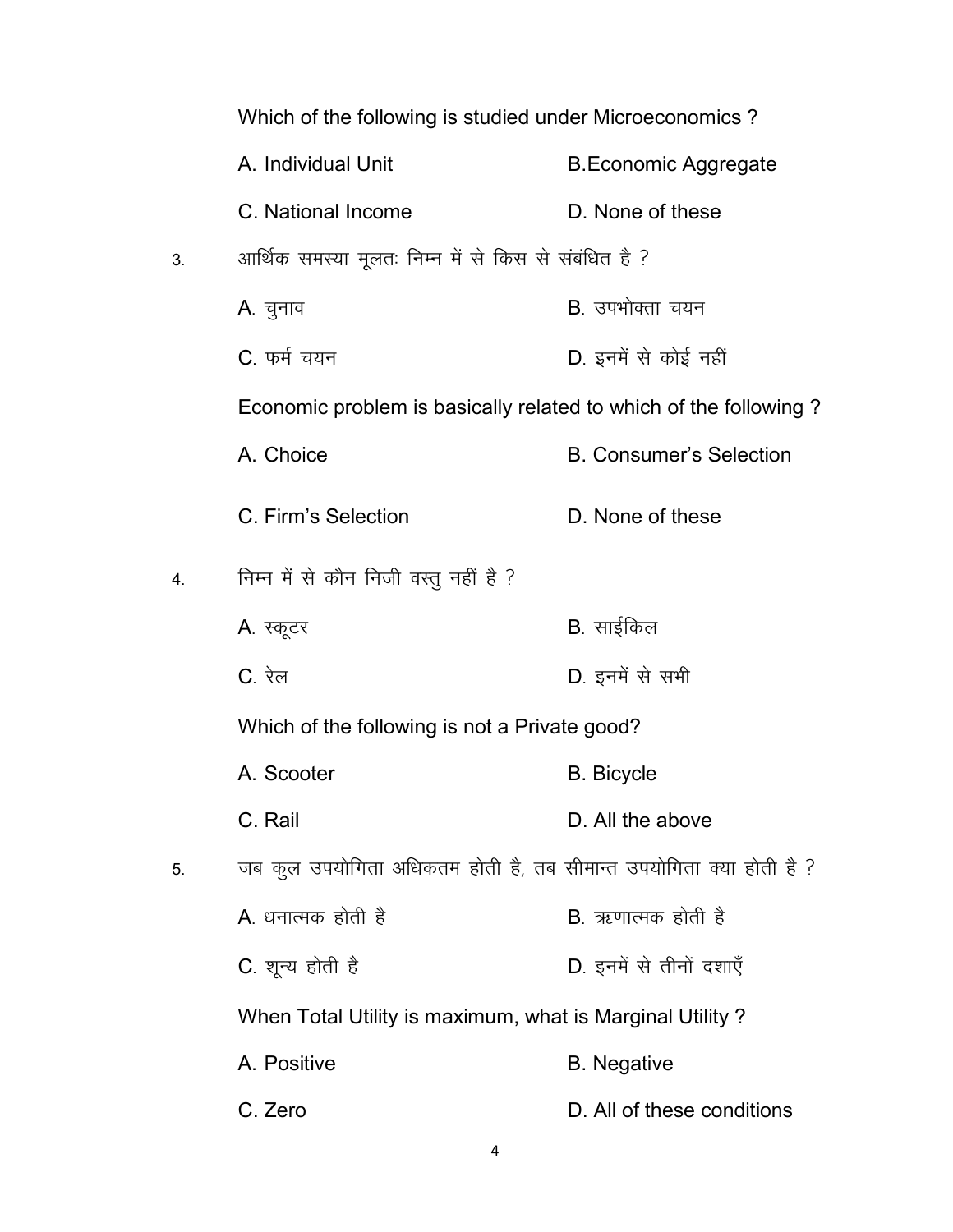Which of the following is studied under Microeconomics ?

A. Individual Unit B.Economic Aggregate

C. National Income D. None of these

3. आर्थिक समस्या मूलतः निम्न में से किस से संबंधित है ?

A. चुनाव B. उपभोक्ता चयन

C. फर्म चयन D. इनमें से कोई नहीं

Economic problem is basically related to which of the following ?

A. Choice B. Consumer's Selection

C. Firm's Selection D. None of these

4. निम्न में से कौन निजी वस्तु नहीं है ?

A. स्कूटर B. साईकिल

C. रेल D. इनमें से सभी

Which of the following is not a Private good?

A. Scooter B. Bicycle

C. Rail D. All the above

5. जब कुल उपयोगिता अधिकतम होती है, तब सीमान्त उपयोगिता क्या होती है ?

A. धनात्मक होती है B. ऋणात्मक होती है

C. शून्य होती है D. इनमें से तीनों दशाएँ

When Total Utility is maximum, what is Marginal Utility ?

A. Positive B. Negative

C. Zero D. All of these conditions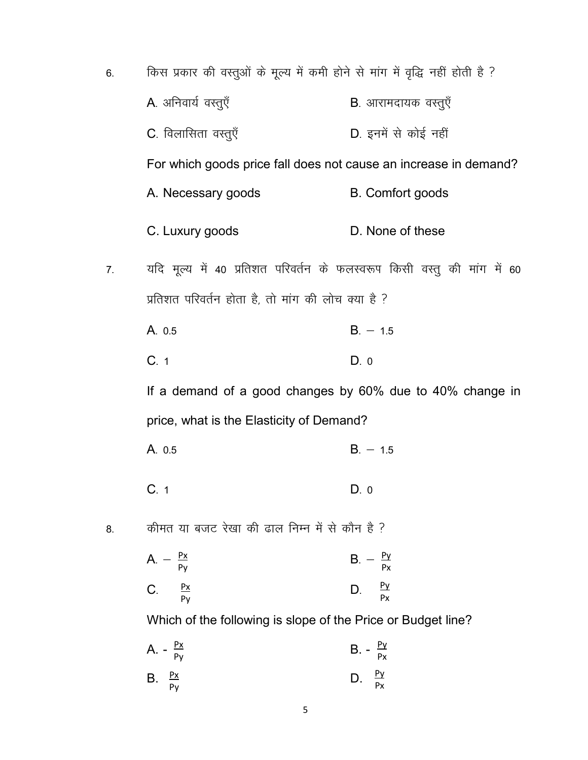6. किस प्रकार की वस्तुओं के मूल्य में कमी होने से मांग में वृद्धि नहीं होती है ?

A. अनिवार्य वस्तुएँ &nbsp;&nbsp;&nbsp;&nbsp; B. आरामदायक वस्तुएँ

C. विलासिता वस्तुएँ &nbsp;&nbsp;&nbsp;&nbsp; D. इनमें से कोई नहीं

For which goods price fall does not cause an increase in demand?

A. Necessary goods &nbsp;&nbsp;&nbsp;&nbsp; B. Comfort goods

C. Luxury goods &nbsp;&nbsp;&nbsp;&nbsp; D. None of these

7. यदि मूल्य में 40 प्रतिशत परिवर्तन के फलस्वरूप किसी वस्तु की मांग में 60 प्रतिशत परिवर्तन होता है, तो मांग की लोच क्या है ?

A. 0.5 &nbsp;&nbsp;&nbsp;&nbsp; B. $-$ 1.5

C. 1 &nbsp;&nbsp;&nbsp;&nbsp; D. 0

If a demand of a good changes by 60% due to 40% change in price, what is the Elasticity of Demand?

A. 0.5 &nbsp;&nbsp;&nbsp;&nbsp; B. $-$ 1.5

C. 1 &nbsp;&nbsp;&nbsp;&nbsp; D. 0

8. कीमत या बजट रेखा की ढाल निम्न में से कौन है ?

A. $-\frac{Px}{Py}$ &nbsp;&nbsp;&nbsp;&nbsp; B. $-\frac{Py}{Px}$

C. $\frac{Px}{Py}$ &nbsp;&nbsp;&nbsp;&nbsp; D. $\frac{Py}{Px}$

Which of the following is slope of the Price or Budget line?

A. - $\frac{Px}{Py}$ &nbsp;&nbsp;&nbsp;&nbsp; B. - $\frac{Py}{Px}$

B. $\frac{Px}{Py}$ &nbsp;&nbsp;&nbsp;&nbsp; D. $\frac{Py}{Px}$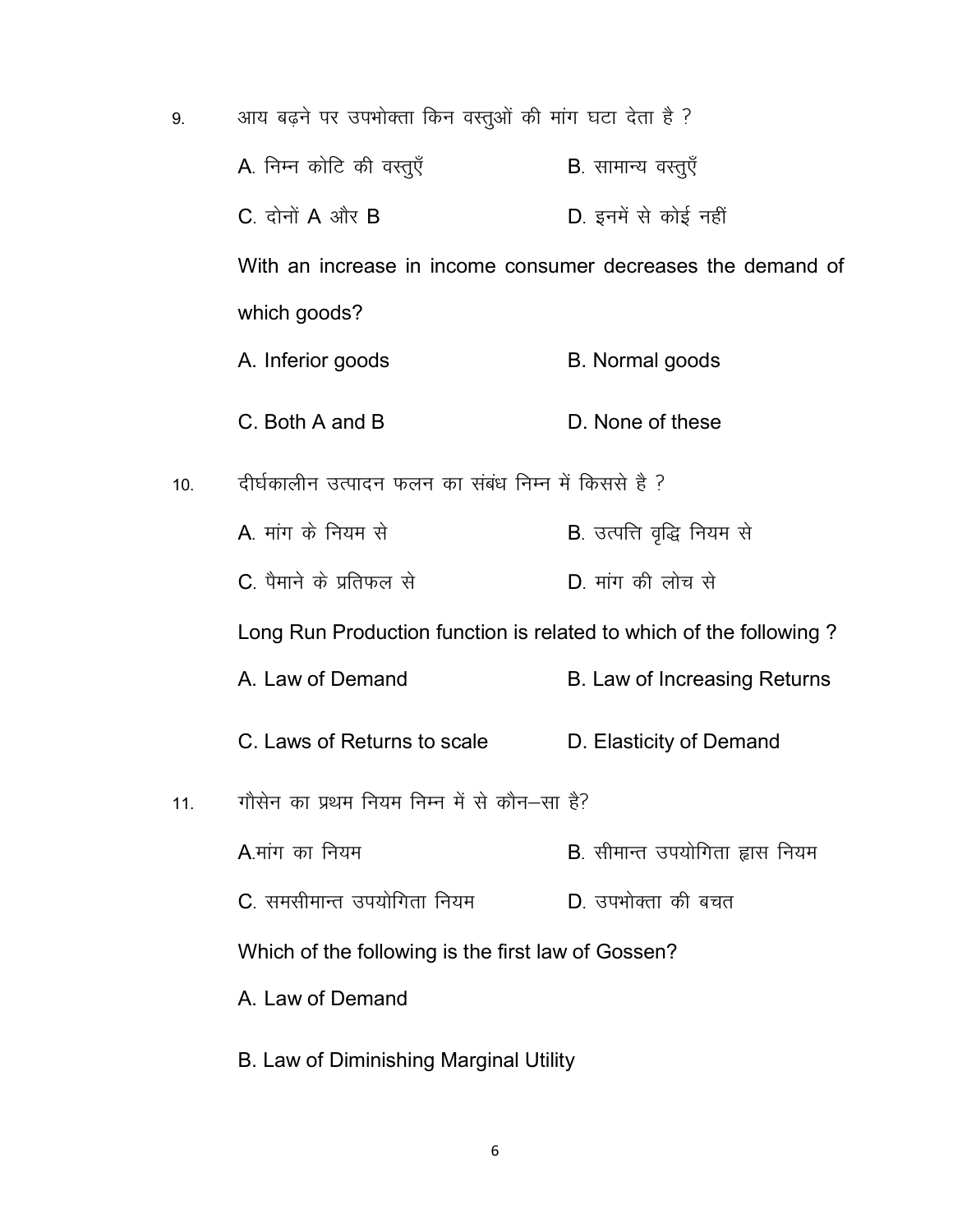9. आय बढ़ने पर उपभोक्ता किन वस्तुओं की मांग घटा देता है ?

   A. निम्न कोटि की वस्तुएँ　　B. सामान्य वस्तुएँ

   C. दोनों A और B　　D. इनमें से कोई नहीं

   With an increase in income consumer decreases the demand of which goods?

   A. Inferior goods　　B. Normal goods

   C. Both A and B　　D. None of these

10. दीर्घकालीन उत्पादन फलन का संबंध निम्न में किससे है ?

   A. मांग के नियम से　　B. उत्पत्ति वृद्धि नियम से

   C. पैमाने के प्रतिफल से　　D. मांग की लोच से

   Long Run Production function is related to which of the following ?

   A. Law of Demand　　B. Law of Increasing Returns

   C. Laws of Returns to scale　　D. Elasticity of Demand

11. गौसेन का प्रथम नियम निम्न में से कौन–सा है?

   A.मांग का नियम　　B. सीमान्त उपयोगिता ह्रास नियम

   C. समसीमान्त उपयोगिता नियम　　D. उपभोक्ता की बचत

   Which of the following is the first law of Gossen?

   A. Law of Demand

   B. Law of Diminishing Marginal Utility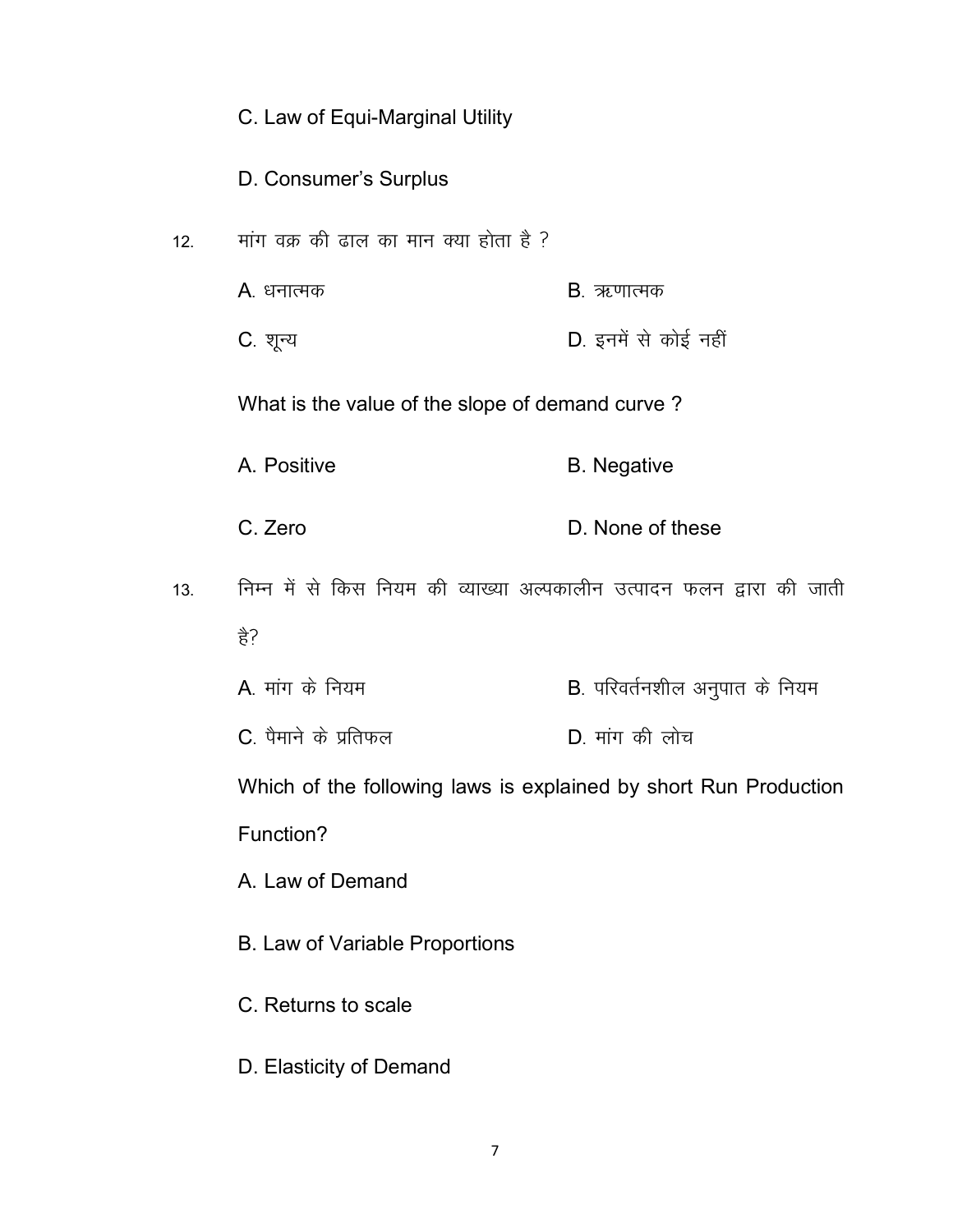C. Law of Equi-Marginal Utility

D. Consumer's Surplus

12. मांग वक्र की ढाल का मान क्या होता है ?

A. धनात्मक B. ऋणात्मक

C. शून्य D. इनमें से कोई नहीं

What is the value of the slope of demand curve ?

A. Positive B. Negative

C. Zero D. None of these

13. निम्न में से किस नियम की व्याख्या अल्पकालीन उत्पादन फलन द्वारा की जाती है?

A. मांग के नियम B. परिवर्तनशील अनुपात के नियम

C. पैमाने के प्रतिफल D. मांग की लोच

Which of the following laws is explained by short Run Production Function?

A. Law of Demand

B. Law of Variable Proportions

C. Returns to scale

D. Elasticity of Demand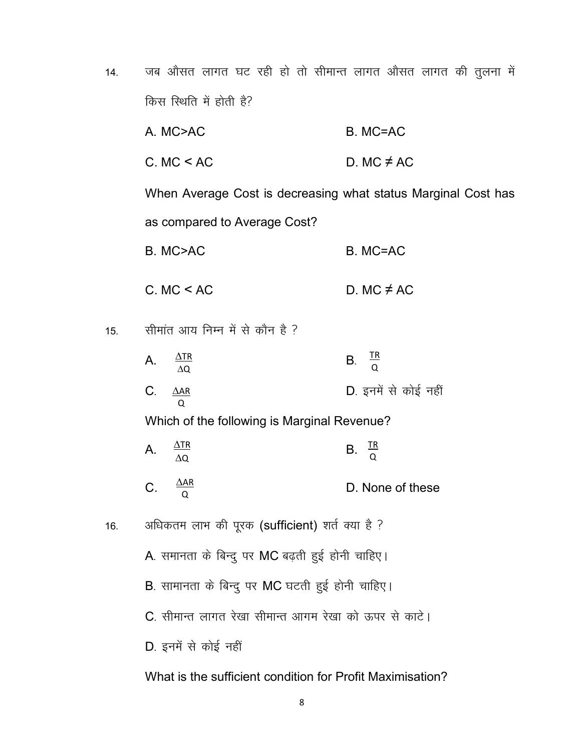14. जब औसत लागत घट रही हो तो सीमान्त लागत औसत लागत की तुलना में किस स्थिति में होती है?

A. MC>AC          B. MC=AC

C. MC < AC          D. MC ≠ AC

When Average Cost is decreasing what status Marginal Cost has as compared to Average Cost?

B. MC>AC          B. MC=AC

C. MC < AC          D. MC ≠ AC

15. सीमांत आय निम्न में से कौन है ?

A. $\frac{\Delta TR}{\Delta Q}$          B. $\frac{TR}{Q}$

C. $\frac{\Delta AR}{Q}$          D. इनमें से कोई नहीं

Which of the following is Marginal Revenue?

A. $\frac{\Delta TR}{\Delta Q}$          B. $\frac{TR}{Q}$

C. $\frac{\Delta AR}{Q}$          D. None of these

16. अधिकतम लाभ की पूरक (sufficient) शर्त क्या है ?

A. समानता के बिन्दु पर MC बढ़ती हुई होनी चाहिए।

B. सामानता के बिन्दु पर MC घटती हुई होनी चाहिए।

C. सीमान्त लागत रेखा सीमान्त आगम रेखा को ऊपर से काटे।

D. इनमें से कोई नहीं

What is the sufficient condition for Profit Maximisation?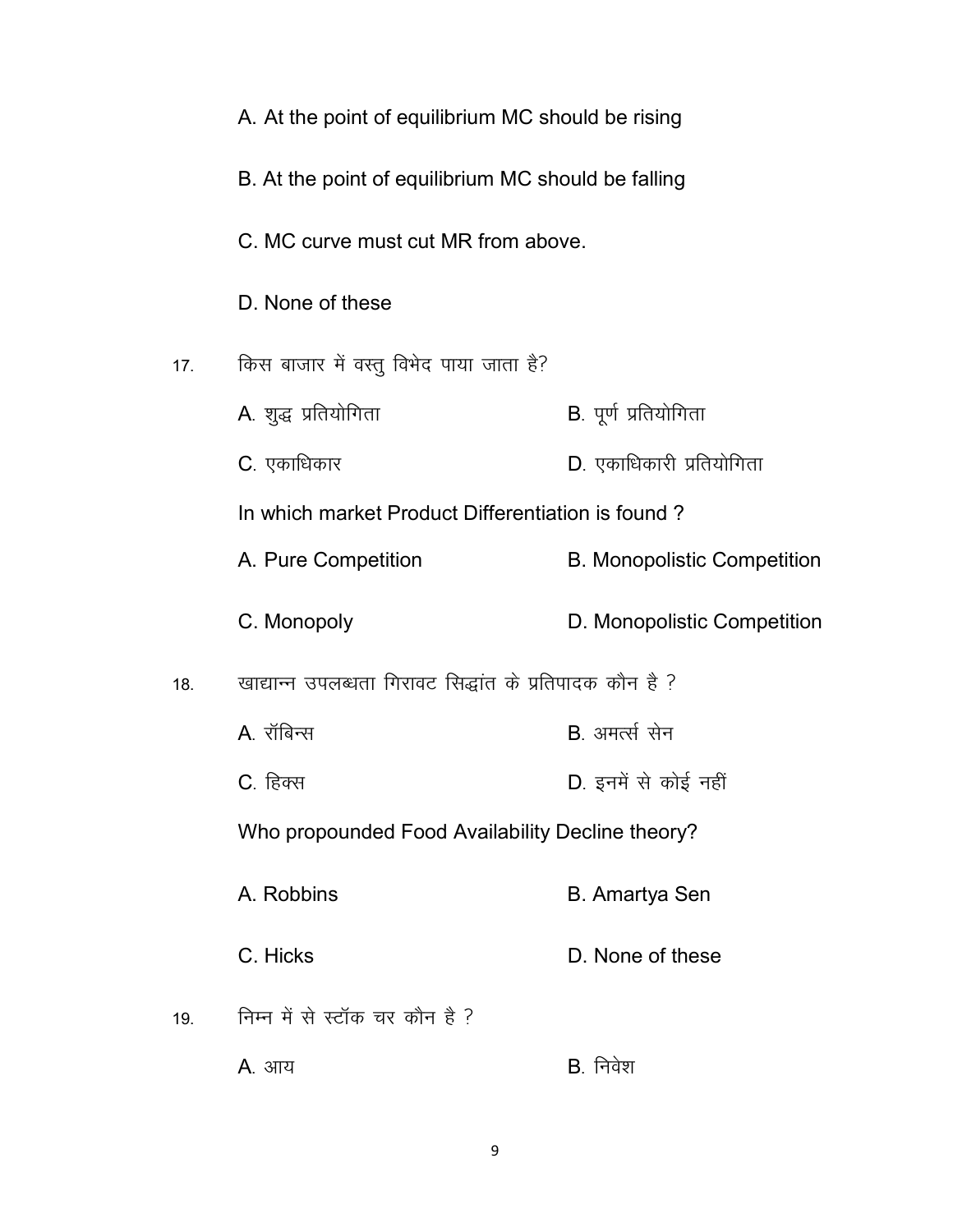A. At the point of equilibrium MC should be rising

B. At the point of equilibrium MC should be falling

C. MC curve must cut MR from above.

D. None of these

17. किस बाजार में वस्तु विभेद पाया जाता है?

A. शुद्ध प्रतियोगिता　　B. पूर्ण प्रतियोगिता

C. एकाधिकार　　D. एकाधिकारी प्रतियोगिता

In which market Product Differentiation is found ?

A. Pure Competition　　B. Monopolistic Competition

C. Monopoly　　D. Monopolistic Competition

18. खाद्यान्न उपलब्धता गिरावट सिद्धांत के प्रतिपादक कौन है ?

A. रॉबिन्स　　B. अमर्त्स सेन

C. हिक्स　　D. इनमें से कोई नहीं

Who propounded Food Availability Decline theory?

A. Robbins　　B. Amartya Sen

C. Hicks　　D. None of these

19. निम्न में से स्टॉक चर कौन है ?

A. आय　　B. निवेश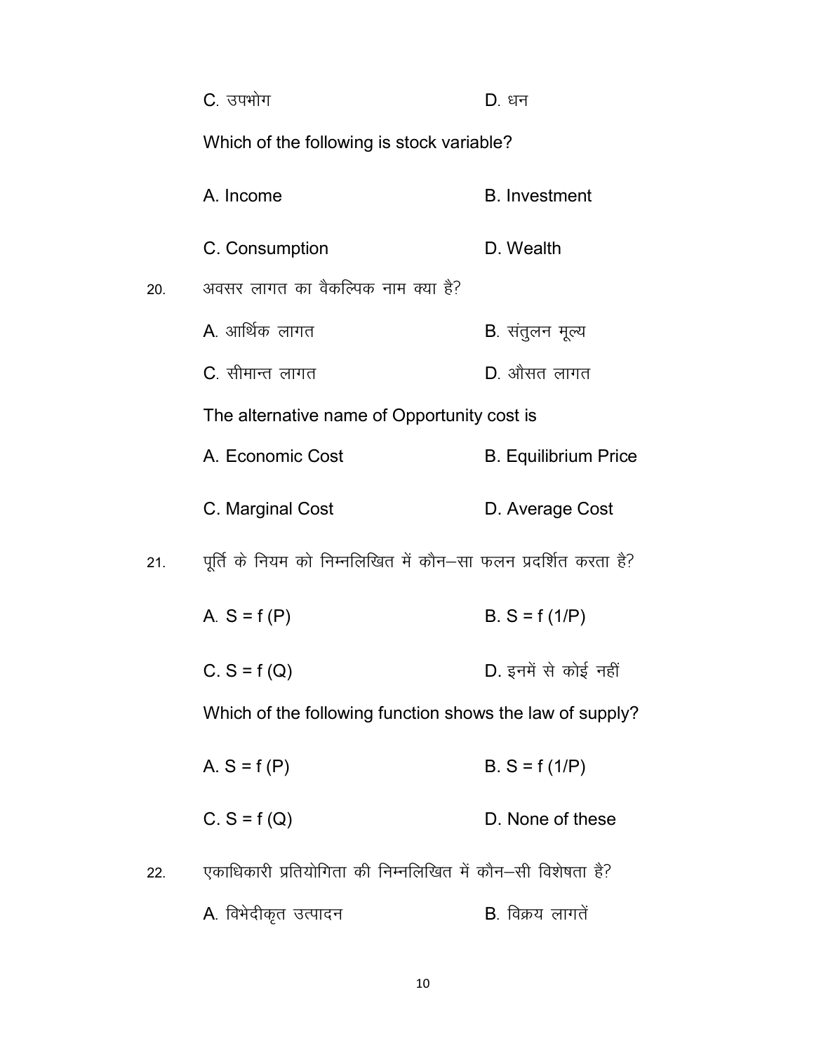C. उपभोग D. धन

Which of the following is stock variable?

A. Income B. Investment

C. Consumption D. Wealth

20. अवसर लागत का वैकल्पिक नाम क्या है?

A. आर्थिक लागत B. संतुलन मूल्य

C. सीमान्त लागत D. औसत लागत

The alternative name of Opportunity cost is

A. Economic Cost B. Equilibrium Price

C. Marginal Cost D. Average Cost

21. पूर्ति के नियम को निम्नलिखित में कौन–सा फलन प्रदर्शित करता है?

A. $S = f(P)$ B. $S = f(1/P)$

C. $S = f(Q)$ D. इनमें से कोई नहीं

Which of the following function shows the law of supply?

A. $S = f(P)$ B. $S = f(1/P)$

C. $S = f(Q)$ D. None of these

22. एकाधिकारी प्रतियोगिता की निम्नलिखित में कौन–सी विशेषता है?

A. विभेदीकृत उत्पादन B. विक्रय लागतें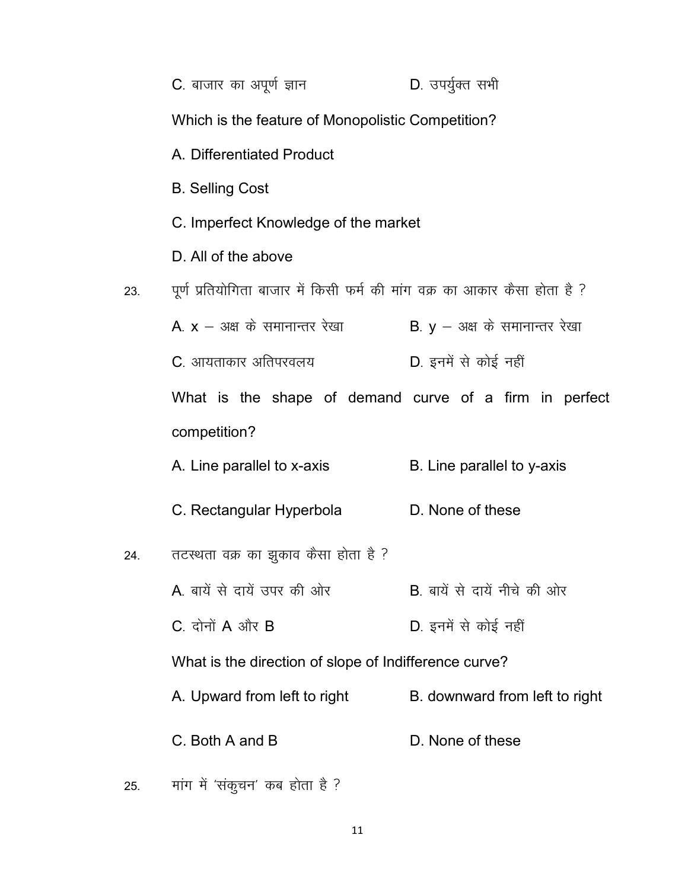C. बाजार का अपूर्ण ज्ञान D. उपर्युक्त सभी

Which is the feature of Monopolistic Competition?

A. Differentiated Product

B. Selling Cost

C. Imperfect Knowledge of the market

D. All of the above

23. पूर्ण प्रतियोगिता बाजार में किसी फर्म की मांग वक्र का आकार कैसा होता है ?

A. x – अक्ष के समानान्तर रेखा B. y – अक्ष के समानान्तर रेखा

C. आयताकार अतिपरवलय D. इनमें से कोई नहीं

What is the shape of demand curve of a firm in perfect competition?

A. Line parallel to x-axis B. Line parallel to y-axis

C. Rectangular Hyperbola D. None of these

24. तटस्थता वक्र का झुकाव कैसा होता है ?

A. बायें से दायें उपर की ओर B. बायें से दायें नीचे की ओर

C. दोनों A और B D. इनमें से कोई नहीं

What is the direction of slope of Indifference curve?

A. Upward from left to right B. downward from left to right

C. Both A and B D. None of these

25. मांग में 'संकुचन' कब होता है ?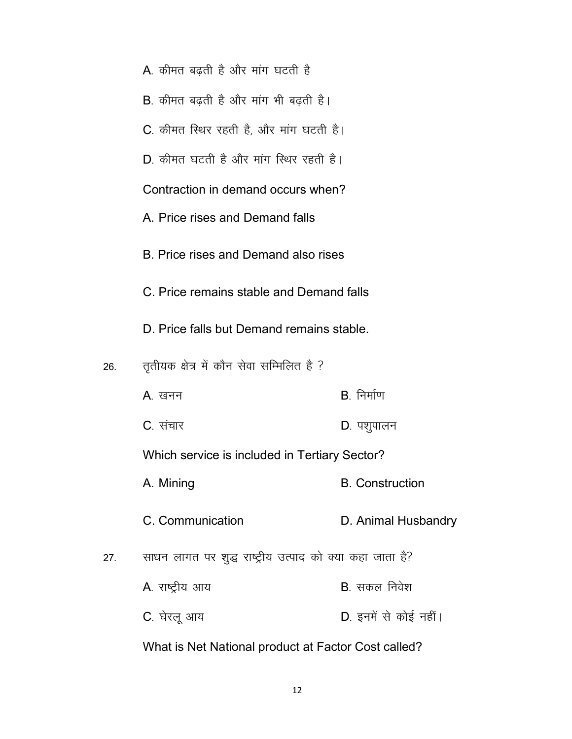A. कीमत बढ़ती है और मांग घटती है

B. कीमत बढ़ती है और मांग भी बढ़ती है।

C. कीमत स्थिर रहती है, और मांग घटती है।

D. कीमत घटती है और मांग स्थिर रहती है।

Contraction in demand occurs when?

A. Price rises and Demand falls

B. Price rises and Demand also rises

C. Price remains stable and Demand falls

D. Price falls but Demand remains stable.

26. तृतीयक क्षेत्र में कौन सेवा सम्मिलित है ?

A. खनन
B. निर्माण
C. संचार
D. पशुपालन

Which service is included in Tertiary Sector?

A. Mining
B. Construction
C. Communication
D. Animal Husbandry

27. साधन लागत पर शुद्ध राष्ट्रीय उत्पाद को क्या कहा जाता है?

A. राष्ट्रीय आय
B. सकल निवेश
C. घेरलू आय
D. इनमें से कोई नहीं।

What is Net National product at Factor Cost called?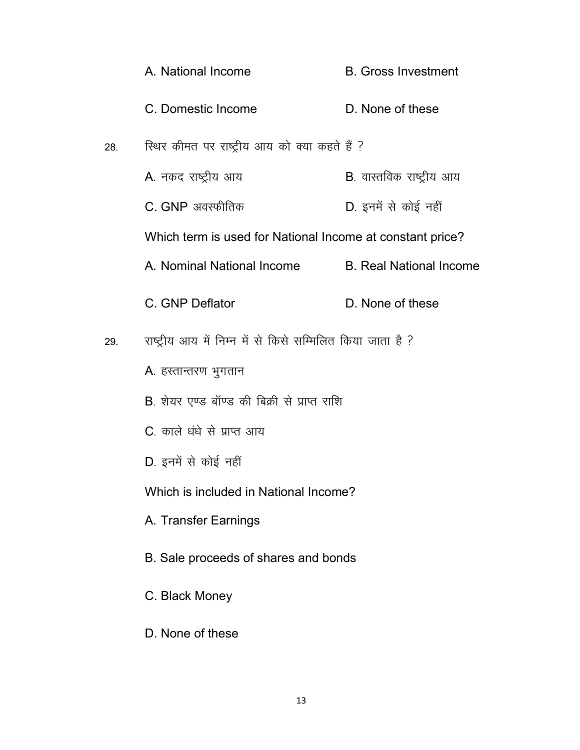A. National Income B. Gross Investment

C. Domestic Income D. None of these

28. स्थिर कीमत पर राष्ट्रीय आय को क्या कहते हैं ?

A. नकद राष्ट्रीय आय B. वास्तविक राष्ट्रीय आय

C. GNP अवस्फीतिक D. इनमें से कोई नहीं

Which term is used for National Income at constant price?

A. Nominal National Income B. Real National Income

C. GNP Deflator D. None of these

29. राष्ट्रीय आय में निम्न में से किसे सम्मिलित किया जाता है ?

A. हस्तान्तरण भुगतान

B. शेयर एण्ड बॉण्ड की बिक्री से प्राप्त राशि

C. काले धंधे से प्राप्त आय

D. इनमें से कोई नहीं

Which is included in National Income?

A. Transfer Earnings

B. Sale proceeds of shares and bonds

C. Black Money

D. None of these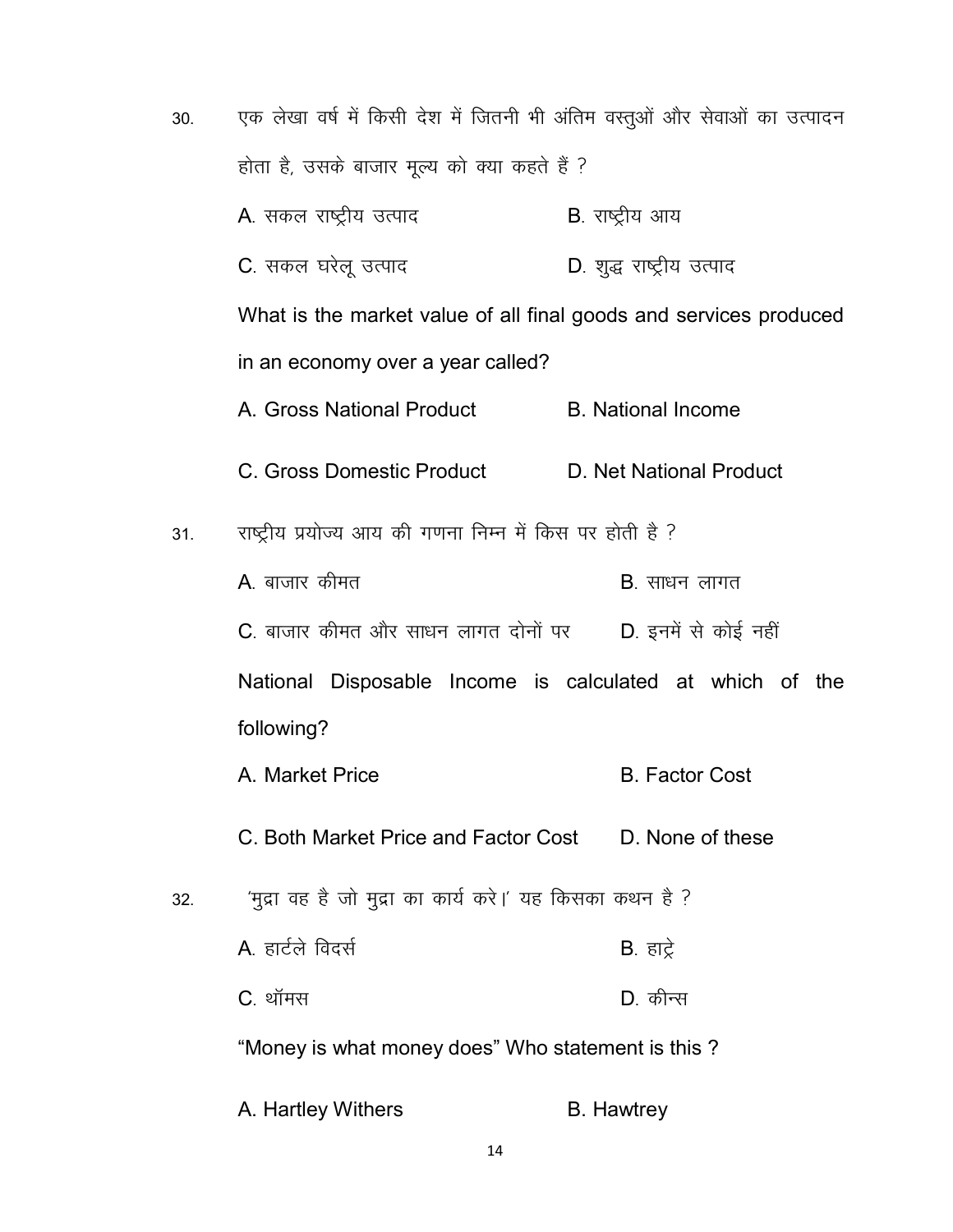30. एक लेखा वर्ष में किसी देश में जितनी भी अंतिम वस्तुओं और सेवाओं का उत्पादन होता है, उसके बाजार मूल्य को क्या कहते हैं ?

A. सकल राष्ट्रीय उत्पाद B. राष्ट्रीय आय

C. सकल घरेलू उत्पाद D. शुद्ध राष्ट्रीय उत्पाद

What is the market value of all final goods and services produced in an economy over a year called?

A. Gross National Product B. National Income

C. Gross Domestic Product D. Net National Product

31. राष्ट्रीय प्रयोज्य आय की गणना निम्न में किस पर होती है ?

A. बाजार कीमत B. साधन लागत

C. बाजार कीमत और साधन लागत दोनों पर D. इनमें से कोई नहीं

National Disposable Income is calculated at which of the following?

A. Market Price B. Factor Cost

C. Both Market Price and Factor Cost D. None of these

32. 'मुद्रा वह है जो मुद्रा का कार्य करे।' यह किसका कथन है ?

A. हार्टले विदर्स B. हाट्रे

C. थॉमस D. कीन्स

"Money is what money does" Who statement is this ?

A. Hartley Withers B. Hawtrey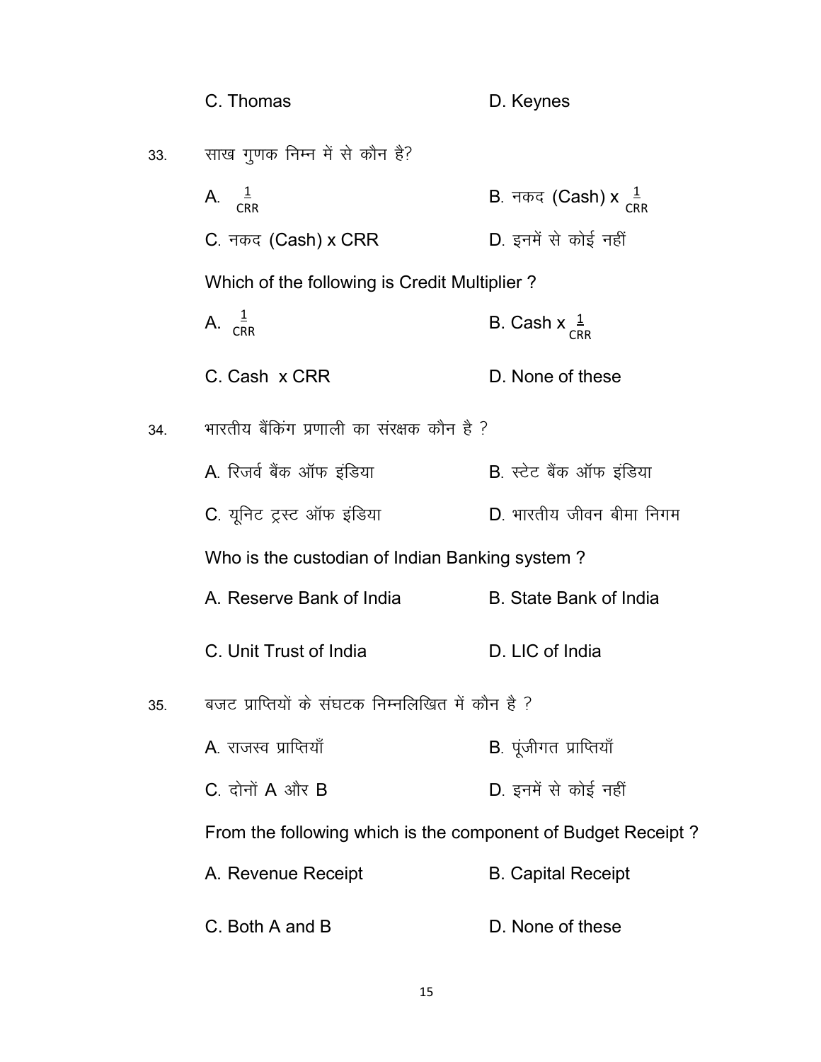C. Thomas D. Keynes

33. साख गुणक निम्न में से कौन है?

A. $\frac{1}{CRR}$ B. नकद (Cash) x $\frac{1}{CRR}$

C. नकद (Cash) x CRR D. इनमें से कोई नहीं

Which of the following is Credit Multiplier ?

A. $\frac{1}{CRR}$ B. Cash x $\frac{1}{CRR}$

C. Cash x CRR D. None of these

34. भारतीय बैंकिंग प्रणाली का संरक्षक कौन है ?

A. रिजर्व बैंक ऑफ इंडिया B. स्टेट बैंक ऑफ इंडिया

C. यूनिट ट्रस्ट ऑफ इंडिया D. भारतीय जीवन बीमा निगम

Who is the custodian of Indian Banking system ?

A. Reserve Bank of India B. State Bank of India

C. Unit Trust of India D. LIC of India

35. बजट प्राप्तियों के संघटक निम्नलिखित में कौन है ?

A. राजस्व प्राप्तियाँ B. पूंजीगत प्राप्तियाँ

C. दोनों A और B D. इनमें से कोई नहीं

From the following which is the component of Budget Receipt ?

A. Revenue Receipt B. Capital Receipt

C. Both A and B D. None of these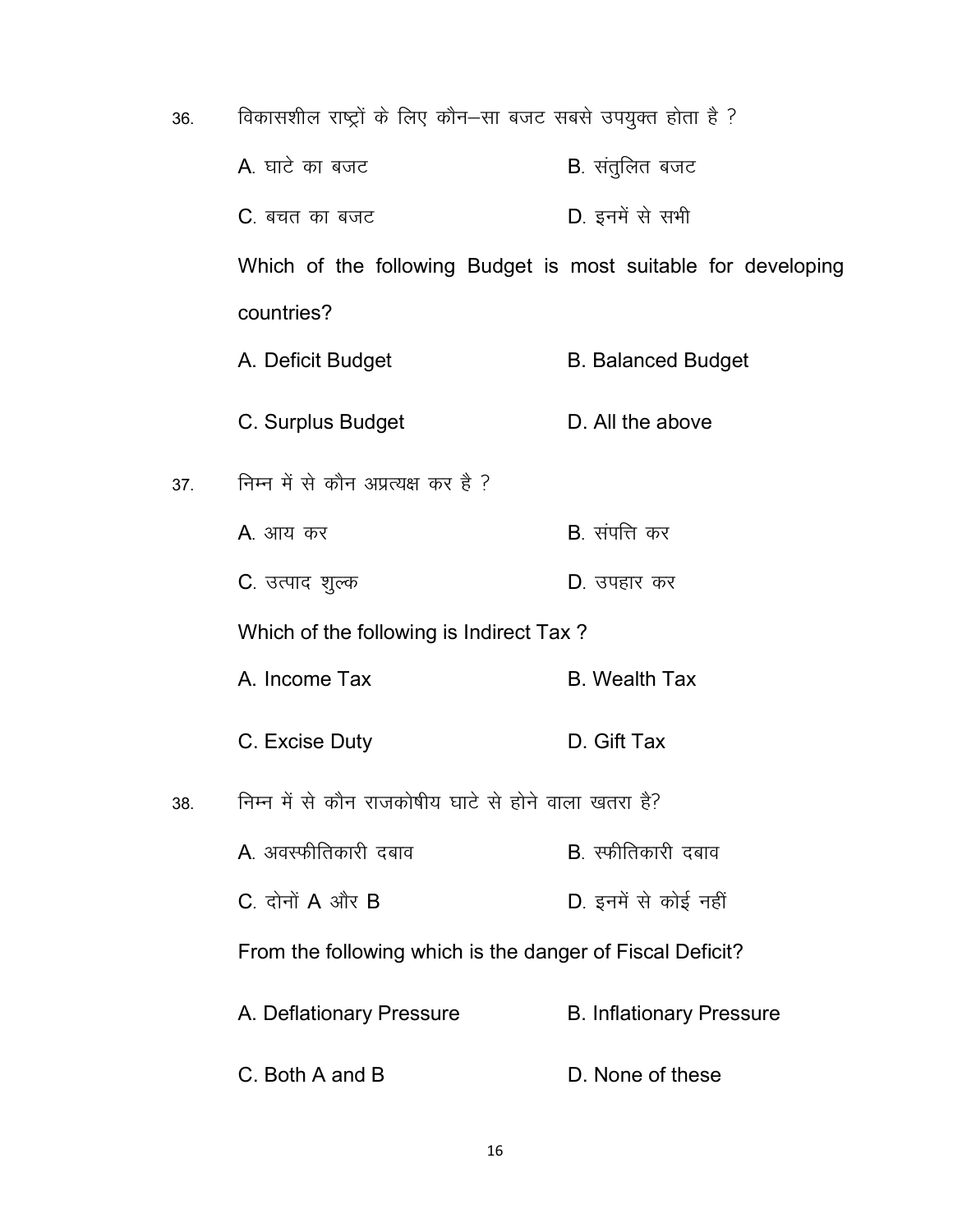36. विकासशील राष्ट्रों के लिए कौन–सा बजट सबसे उपयुक्त होता है ?

A. घाटे का बजट  B. संतुलित बजट

C. बचत का बजट  D. इनमें से सभी

Which of the following Budget is most suitable for developing countries?

A. Deficit Budget  B. Balanced Budget

C. Surplus Budget  D. All the above

37. निम्न में से कौन अप्रत्यक्ष कर है ?

A. आय कर  B. संपत्ति कर

C. उत्पाद शुल्क  D. उपहार कर

Which of the following is Indirect Tax ?

A. Income Tax  B. Wealth Tax

C. Excise Duty  D. Gift Tax

38. निम्न में से कौन राजकोषीय घाटे से होने वाला खतरा है?

A. अवस्फीतिकारी दबाव  B. स्फीतिकारी दबाव

C. दोनों A और B  D. इनमें से कोई नहीं

From the following which is the danger of Fiscal Deficit?

A. Deflationary Pressure  B. Inflationary Pressure

C. Both A and B  D. None of these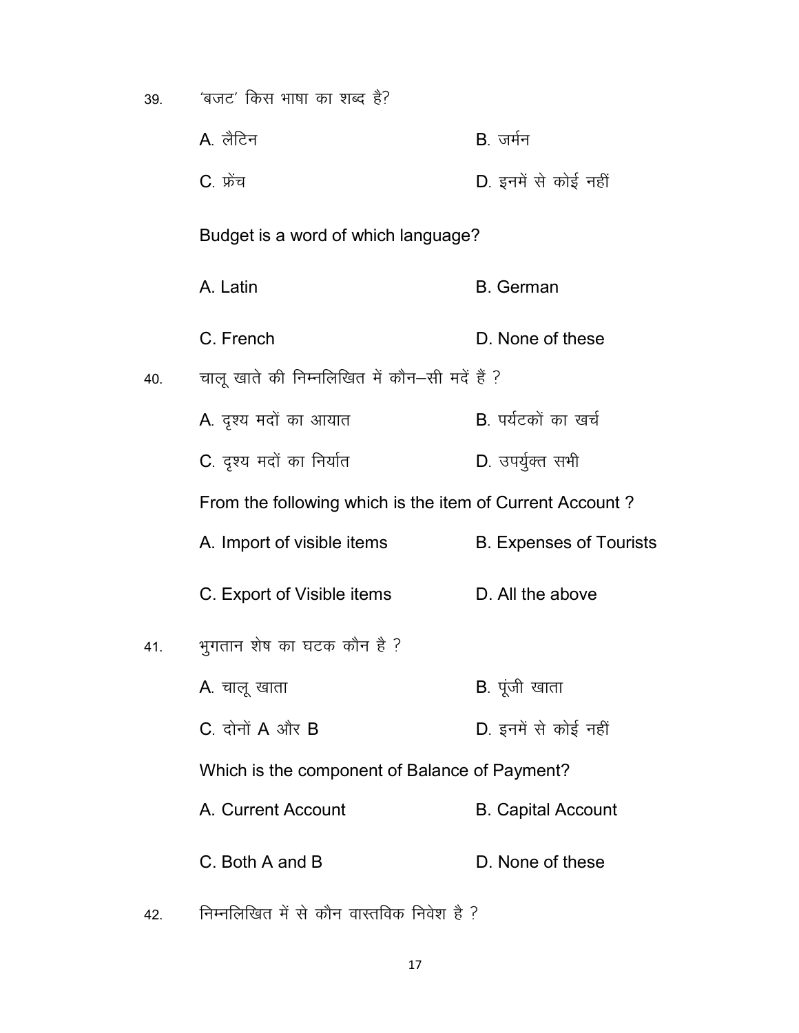39. 'बजट' किस भाषा का शब्द है?

A. लैटिन B. जर्मन

C. फ्रेंच D. इनमें से कोई नहीं

Budget is a word of which language?

A. Latin B. German

C. French D. None of these

40. चालू खाते की निम्नलिखित में कौन–सी मदें हैं ?

A. दृश्य मदों का आयात B. पर्यटकों का खर्च

C. दृश्य मदों का निर्यात D. उपर्युक्त सभी

From the following which is the item of Current Account ?

A. Import of visible items B. Expenses of Tourists

C. Export of Visible items D. All the above

41. भुगतान शेष का घटक कौन है ?

A. चालू खाता B. पूंजी खाता

C. दोनों A और B D. इनमें से कोई नहीं

Which is the component of Balance of Payment?

A. Current Account B. Capital Account

C. Both A and B D. None of these

42. निम्नलिखित में से कौन वास्तविक निवेश है ?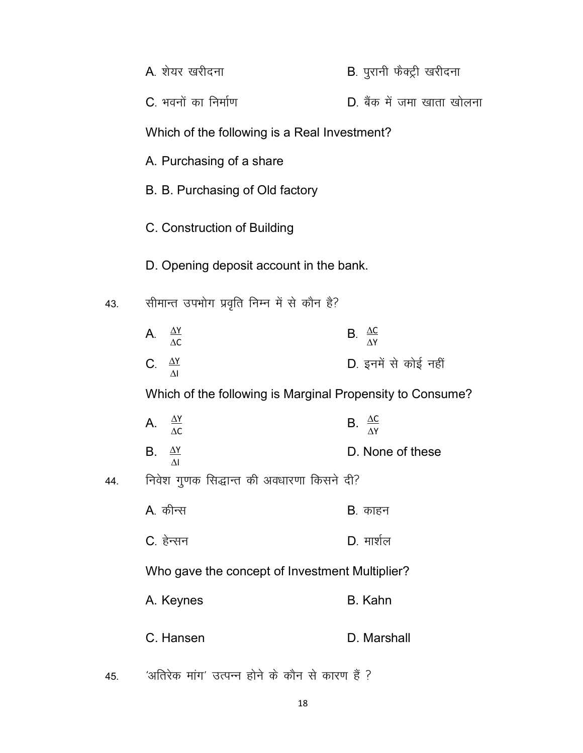A. शेयर खरीदना B. पुरानी फैक्ट्री खरीदना

C. भवनों का निर्माण D. बैंक में जमा खाता खोलना

Which of the following is a Real Investment?

A. Purchasing of a share

B. B. Purchasing of Old factory

C. Construction of Building

D. Opening deposit account in the bank.

43. सीमान्त उपभोग प्रवृति निम्न में से कौन है?

A. $\frac{\Delta Y}{\Delta C}$ B. $\frac{\Delta C}{\Delta Y}$

C. $\frac{\Delta Y}{\Delta I}$ D. इनमें से कोई नहीं

Which of the following is Marginal Propensity to Consume?

A. $\frac{\Delta Y}{\Delta C}$ B. $\frac{\Delta C}{\Delta Y}$

B. $\frac{\Delta Y}{\Delta I}$ D. None of these

44. निवेश गुणक सिद्धान्त की अवधारणा किसने दी?

A. कीन्स B. काहन

C. हेन्सन D. मार्शल

Who gave the concept of Investment Multiplier?

A. Keynes B. Kahn

C. Hansen D. Marshall

45. 'अतिरेक मांग' उत्पन्न होने के कौन से कारण हैं ?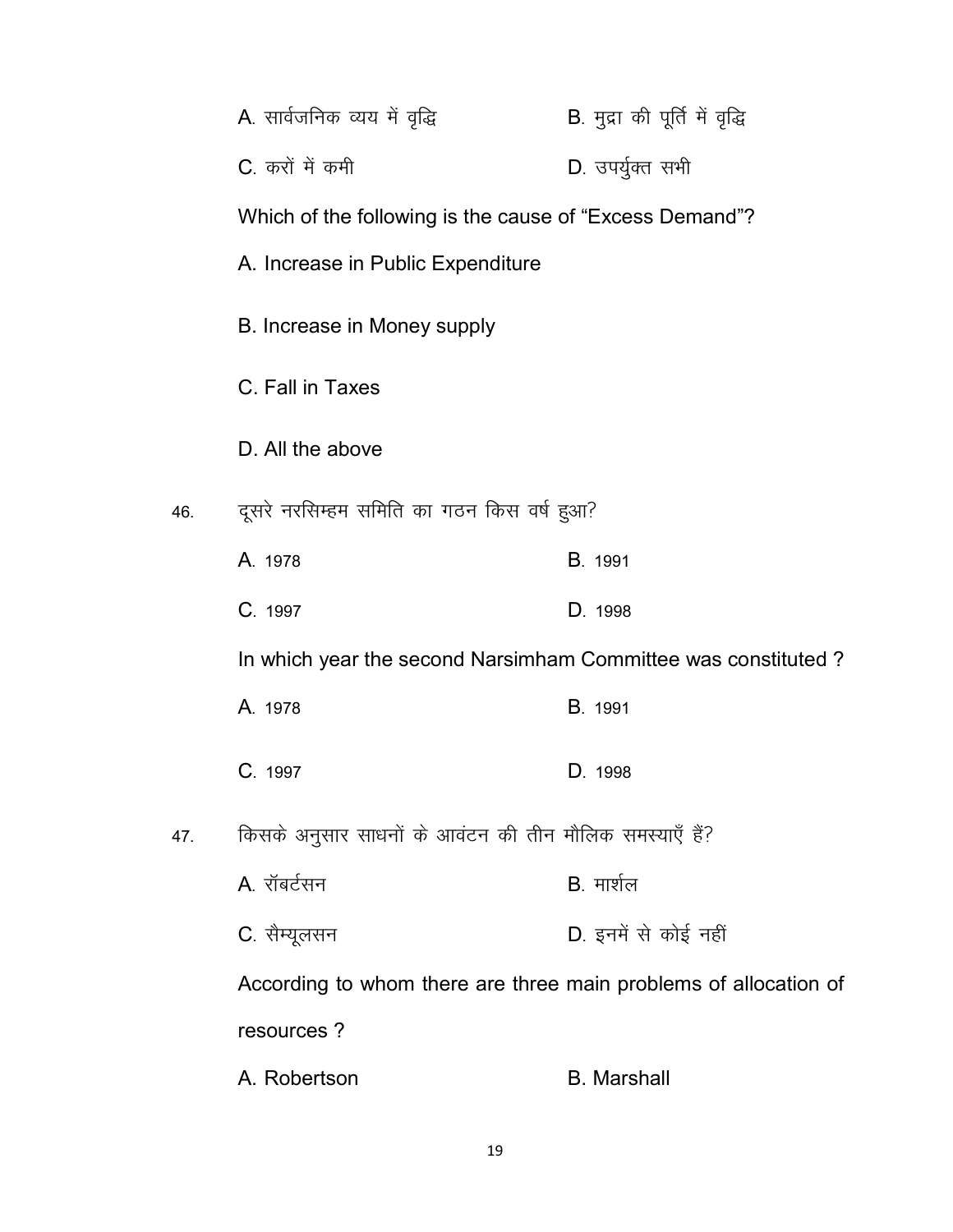A. सार्वजनिक व्यय में वृद्धि　　　　B. मुद्रा की पूर्ति में वृद्धि

C. करों में कमी　　　　D. उपर्युक्त सभी

Which of the following is the cause of “Excess Demand”?

A. Increase in Public Expenditure

B. Increase in Money supply

C. Fall in Taxes

D. All the above

46. दूसरे नरसिम्हम समिति का गठन किस वर्ष हुआ?

A. 1978　　　　B. 1991

C. 1997　　　　D. 1998

In which year the second Narsimham Committee was constituted ?

A. 1978　　　　B. 1991

C. 1997　　　　D. 1998

47. किसके अनुसार साधनों के आवंटन की तीन मौलिक समस्याएँ हैं?

A. रॉबर्टसन　　　　B. मार्शल

C. सैम्यूलसन　　　　D. इनमें से कोई नहीं

According to whom there are three main problems of allocation of resources ?

A. Robertson　　　　B. Marshall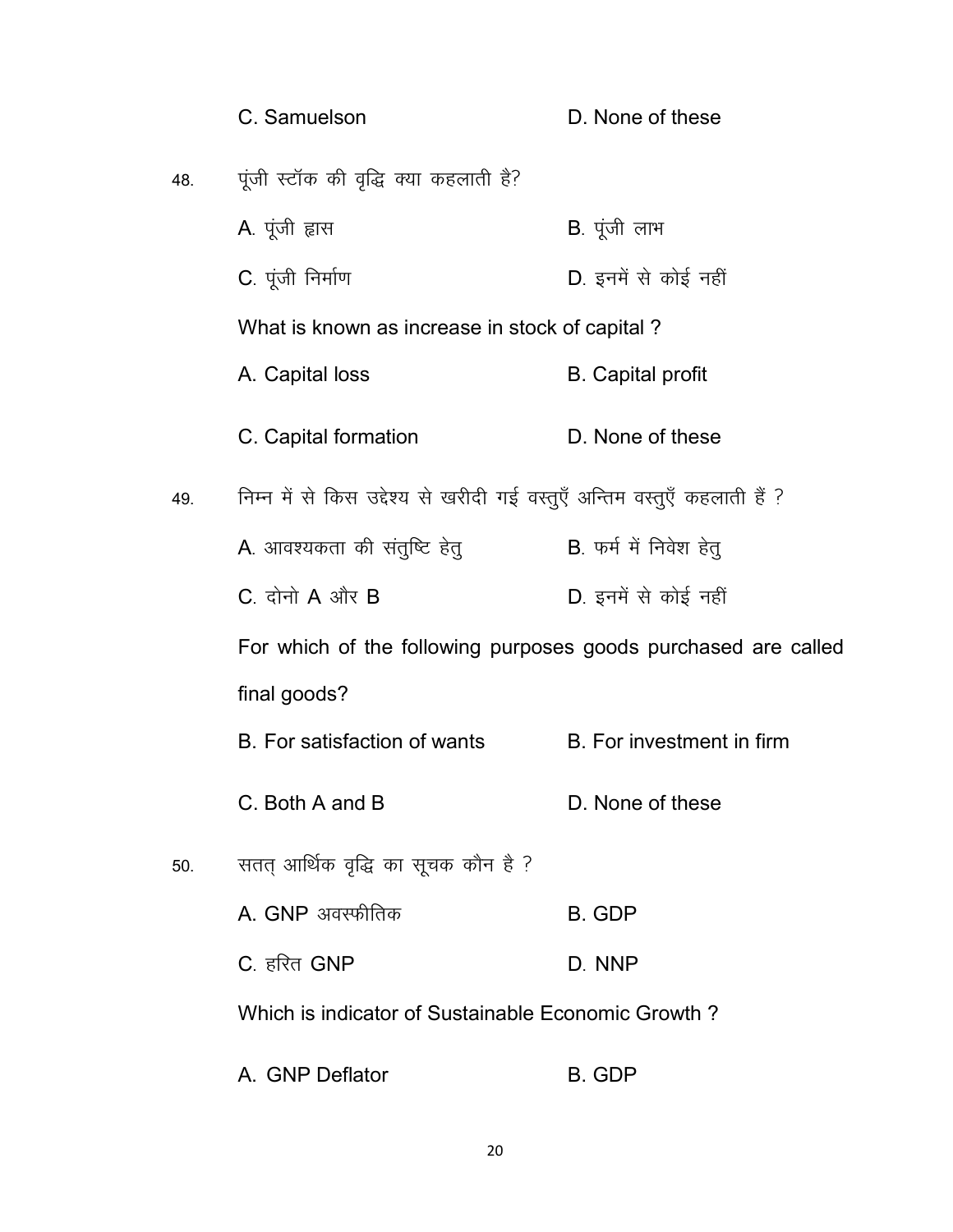C. Samuelson D. None of these

48. पूंजी स्टॉक की वृद्धि क्या कहलाती है?

A. पूंजी ह्रास B. पूंजी लाभ

C. पूंजी निर्माण D. इनमें से कोई नहीं

What is known as increase in stock of capital ?

A. Capital loss B. Capital profit

C. Capital formation D. None of these

49. निम्न में से किस उद्देश्य से खरीदी गई वस्तुएँ अन्तिम वस्तुएँ कहलाती हैं ?

A. आवश्यकता की संतुष्टि हेतु B. फर्म में निवेश हेतु

C. दोनो A और B D. इनमें से कोई नहीं

For which of the following purposes goods purchased are called final goods?

B. For satisfaction of wants B. For investment in firm

C. Both A and B D. None of these

50. सतत् आर्थिक वृद्धि का सूचक कौन है ?

A. GNP अवस्फीतिक B. GDP

C. हरित GNP D. NNP

Which is indicator of Sustainable Economic Growth ?

A. GNP Deflator B. GDP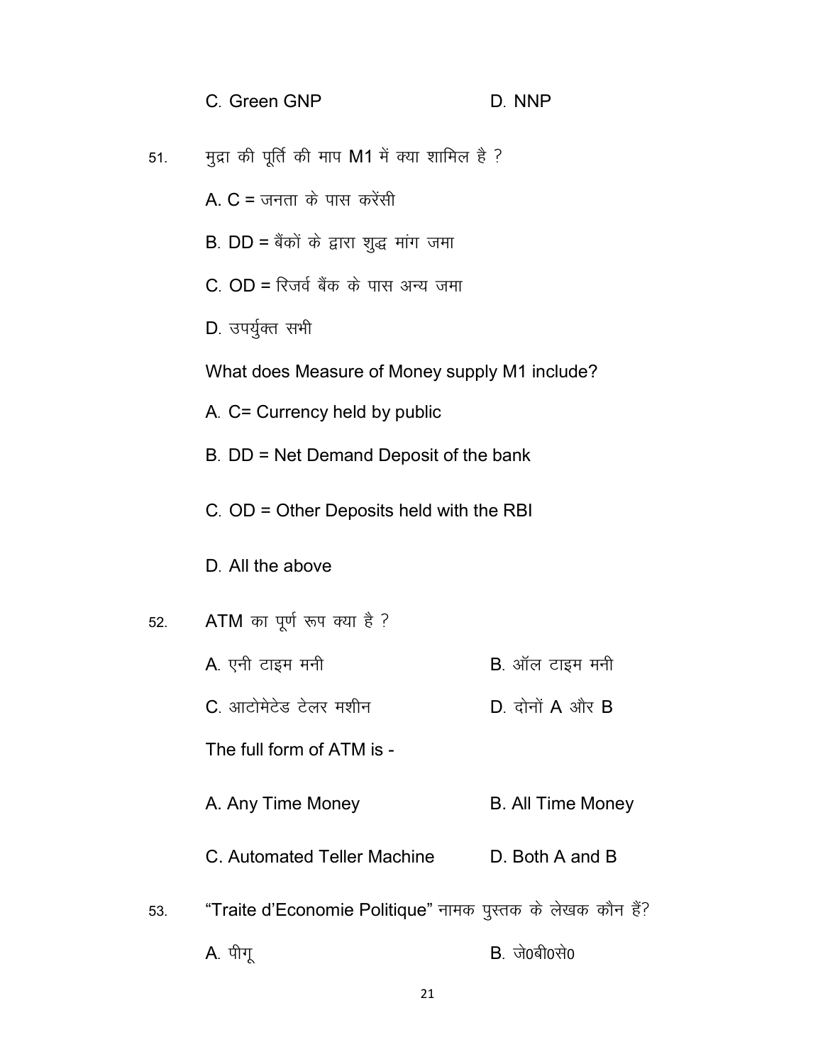C. Green GNP D. NNP

51. मुद्रा की पूर्ति की माप M1 में क्या शामिल है ?

A. C = जनता के पास करेंसी

B. DD = बैंकों के द्वारा शुद्ध मांग जमा

C. OD = रिजर्व बैंक के पास अन्य जमा

D. उपर्युक्त सभी

What does Measure of Money supply M1 include?

A. C= Currency held by public

B. DD = Net Demand Deposit of the bank

C. OD = Other Deposits held with the RBI

D. All the above

52. ATM का पूर्ण रूप क्या है ?

A. एनी टाइम मनी B. ऑल टाइम मनी

C. आटोमेटेड टेलर मशीन D. दोनों A और B

The full form of ATM is -

A. Any Time Money B. All Time Money

C. Automated Teller Machine D. Both A and B

53. "Traite d'Economie Politique" नामक पुस्तक के लेखक कौन हैं?

A. पीगू B. जे0बी0से0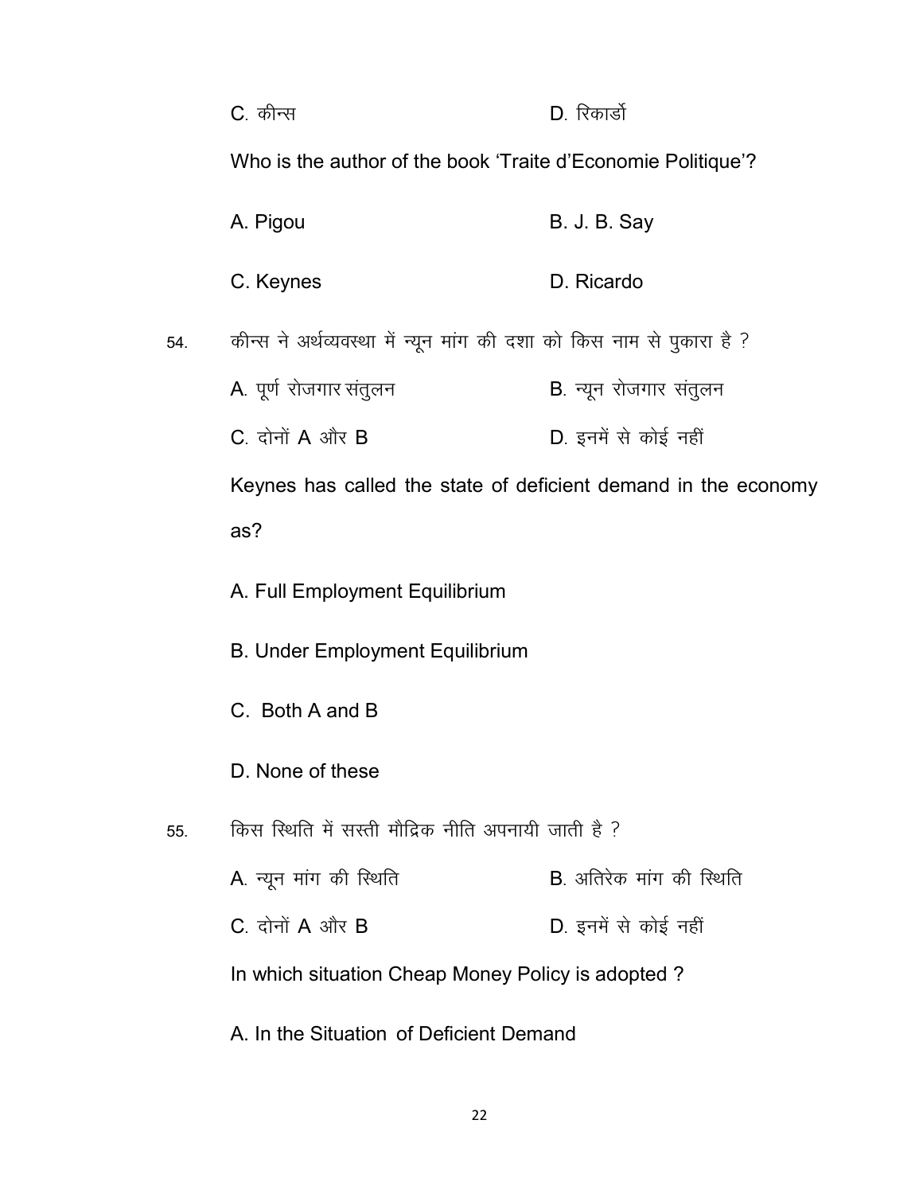C. कीन्स D. रिकार्डो

Who is the author of the book 'Traite d'Economie Politique'?

A. Pigou B. J. B. Say

C. Keynes D. Ricardo

54. कीन्स ने अर्थव्यवस्था में न्यून मांग की दशा को किस नाम से पुकारा है ?

A. पूर्ण रोजगार संतुलन B. न्यून रोजगार संतुलन

C. दोनों A और B D. इनमें से कोई नहीं

Keynes has called the state of deficient demand in the economy as?

A. Full Employment Equilibrium

B. Under Employment Equilibrium

C. Both A and B

D. None of these

55. किस स्थिति में सस्ती मौद्रिक नीति अपनायी जाती है ?

A. न्यून मांग की स्थिति B. अतिरेक मांग की स्थिति

C. दोनों A और B D. इनमें से कोई नहीं

In which situation Cheap Money Policy is adopted ?

A. In the Situation of Deficient Demand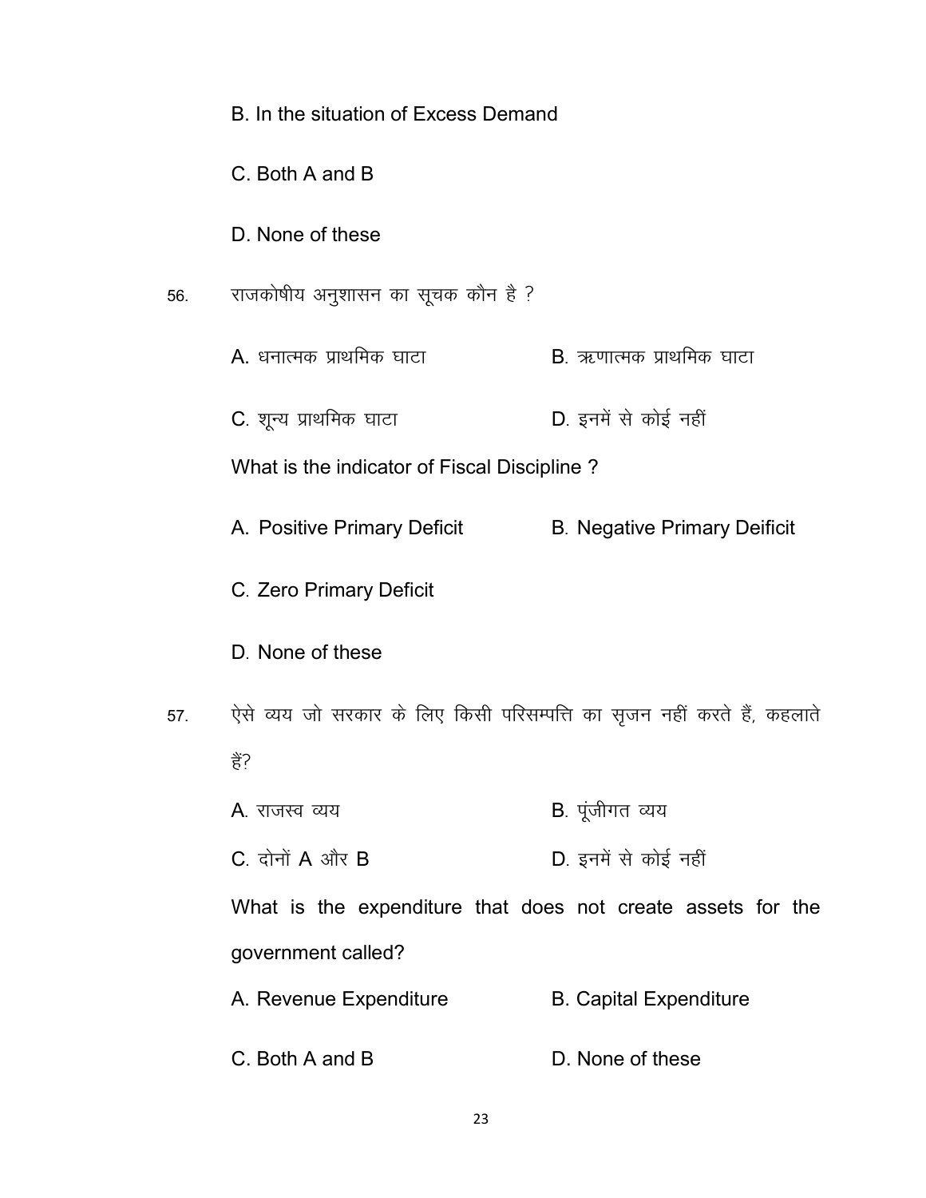B. In the situation of Excess Demand

C. Both A and B

D. None of these

56. राजकोषीय अनुशासन का सूचक कौन है ?

A. धनात्मक प्राथमिक घाटा

B. ऋणात्मक प्राथमिक घाटा

C. शून्य प्राथमिक घाटा

D. इनमें से कोई नहीं

What is the indicator of Fiscal Discipline ?

A. Positive Primary Deficit

B. Negative Primary Deificit

C. Zero Primary Deficit

D. None of these

57. ऐसे व्यय जो सरकार के लिए किसी परिसम्पत्ति का सृजन नहीं करते हैं, कहलाते हैं?

A. राजस्व व्यय

B. पूंजीगत व्यय

C. दोनों A और B

D. इनमें से कोई नहीं

What is the expenditure that does not create assets for the government called?

A. Revenue Expenditure

B. Capital Expenditure

C. Both A and B

D. None of these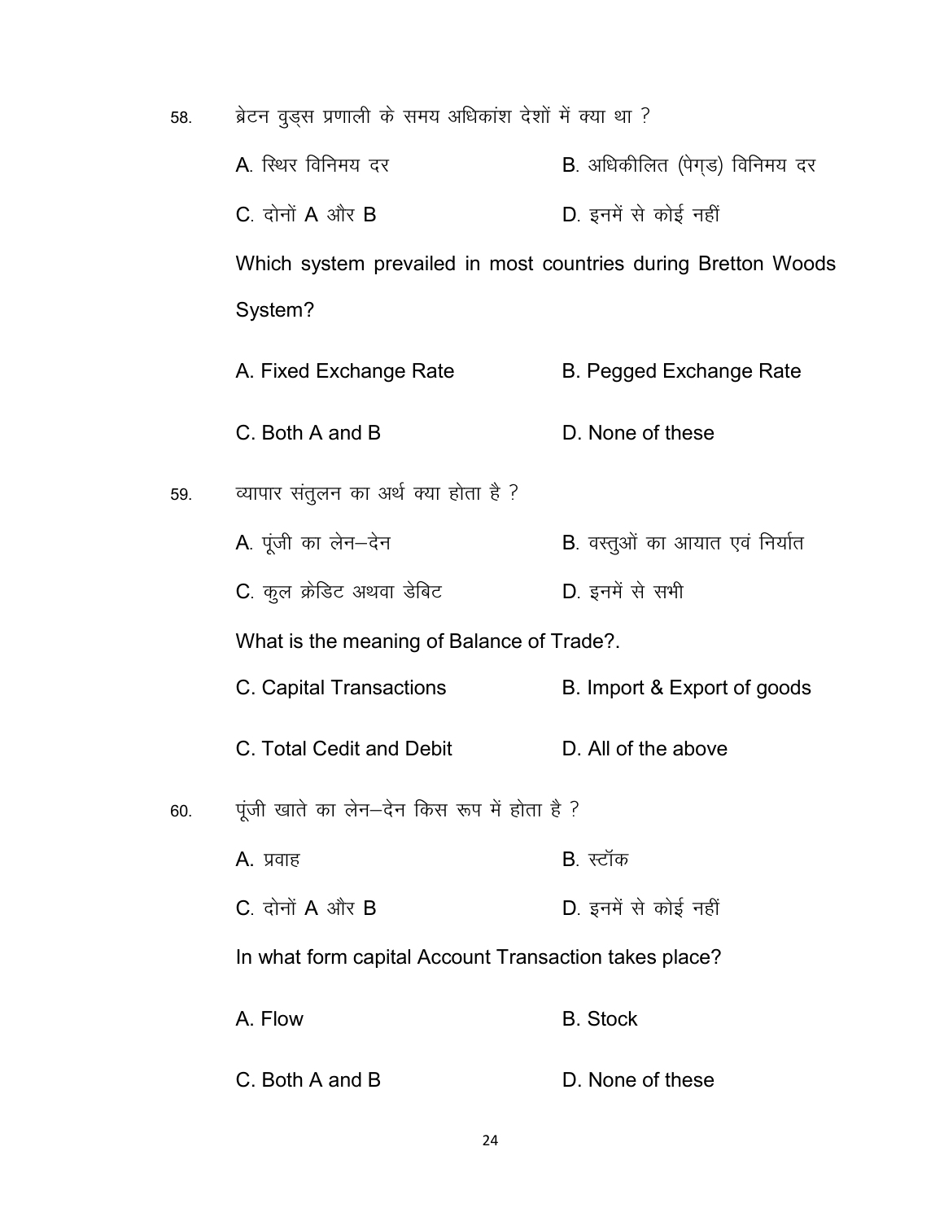58. ब्रेटन वुड्स प्रणाली के समय अधिकांश देशों में क्या था ?

A. स्थिर विनिमय दर B. अधिकीलित (पेग्ड) विनिमय दर

C. दोनों A और B D. इनमें से कोई नहीं

Which system prevailed in most countries during Bretton Woods System?

A. Fixed Exchange Rate B. Pegged Exchange Rate

C. Both A and B D. None of these

59. व्यापार संतुलन का अर्थ क्या होता है ?

A. पूंजी का लेन–देन B. वस्तुओं का आयात एवं निर्यात

C. कुल क्रेडिट अथवा डेबिट D. इनमें से सभी

What is the meaning of Balance of Trade?.

C. Capital Transactions B. Import & Export of goods

C. Total Cedit and Debit D. All of the above

60. पूंजी खाते का लेन–देन किस रूप में होता है ?

A. प्रवाह B. स्टॉक

C. दोनों A और B D. इनमें से कोई नहीं

In what form capital Account Transaction takes place?

A. Flow B. Stock

C. Both A and B D. None of these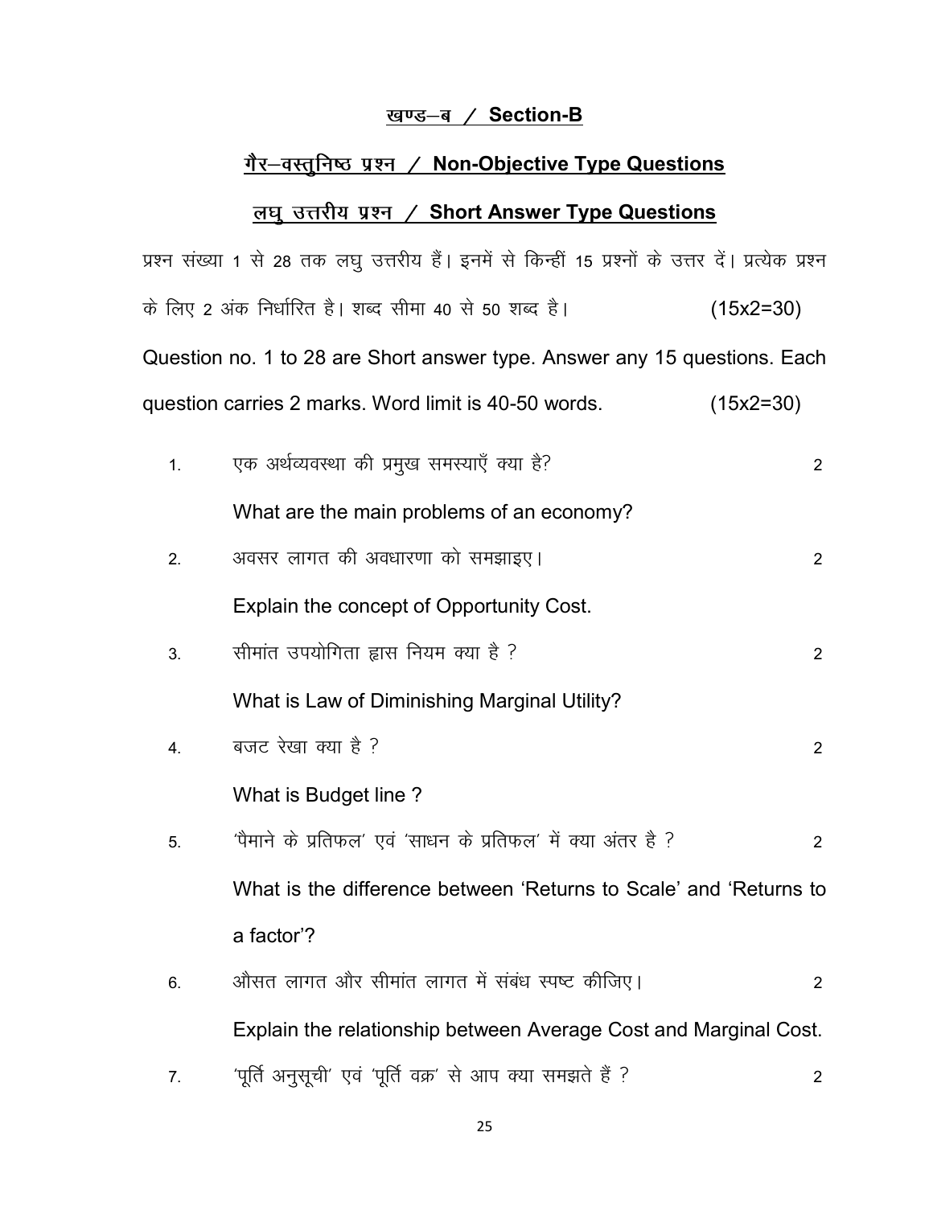## खण्ड–ब / Section-B

## गैर–वस्तुनिष्ठ प्रश्न / Non-Objective Type Questions

## लघु उत्तरीय प्रश्न / Short Answer Type Questions

प्रश्न संख्या 1 से 28 तक लघु उत्तरीय हैं। इनमें से किन्हीं 15 प्रश्नों के उत्तर दें। प्रत्येक प्रश्न के लिए 2 अंक निर्धारित है। शब्द सीमा 40 से 50 शब्द है। (15x2=30)

Question no. 1 to 28 are Short answer type. Answer any 15 questions. Each question carries 2 marks. Word limit is 40-50 words. (15x2=30)

1. एक अर्थव्यवस्था की प्रमुख समस्याएँ क्या है? 2

   What are the main problems of an economy?

2. अवसर लागत की अवधारणा को समझाइए। 2

   Explain the concept of Opportunity Cost.

3. सीमांत उपयोगिता ह्रास नियम क्या है ? 2

   What is Law of Diminishing Marginal Utility?

4. बजट रेखा क्या है ? 2

   What is Budget line ?

5. 'पैमाने के प्रतिफल' एवं 'साधन के प्रतिफल' में क्या अंतर है ? 2

   What is the difference between 'Returns to Scale' and 'Returns to a factor'?

6. औसत लागत और सीमांत लागत में संबंध स्पष्ट कीजिए। 2

   Explain the relationship between Average Cost and Marginal Cost.

7. 'पूर्ति अनुसूची' एवं 'पूर्ति वक्र' से आप क्या समझते हैं ? 2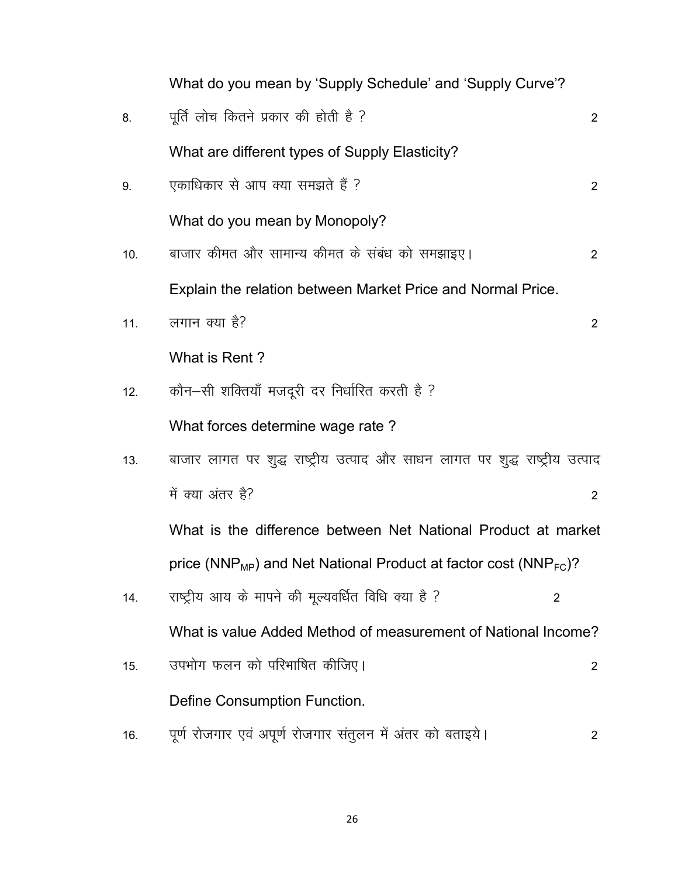What do you mean by 'Supply Schedule' and 'Supply Curve'?

8. पूर्ति लोच कितने प्रकार की होती है ? 2

What are different types of Supply Elasticity?

9. एकाधिकार से आप क्या समझते हैं ? 2

What do you mean by Monopoly?

10. बाजार कीमत और सामान्य कीमत के संबंध को समझाइए। 2

Explain the relation between Market Price and Normal Price.

11. लगान क्या है? 2

What is Rent ?

12. कौन–सी शक्तियाँ मजदूरी दर निर्धारित करती है ?

What forces determine wage rate ?

13. बाजार लागत पर शुद्ध राष्ट्रीय उत्पाद और साधन लागत पर शुद्ध राष्ट्रीय उत्पाद में क्या अंतर है? 2

What is the difference between Net National Product at market price ($NNP_{MP}$) and Net National Product at factor cost ($NNP_{FC}$)?

14. राष्ट्रीय आय के मापने की मूल्यवर्धित विधि क्या है ? 2

What is value Added Method of measurement of National Income?

15. उपभोग फलन को परिभाषित कीजिए। 2

Define Consumption Function.

16. पूर्ण रोजगार एवं अपूर्ण रोजगार संतुलन में अंतर को बताइये। 2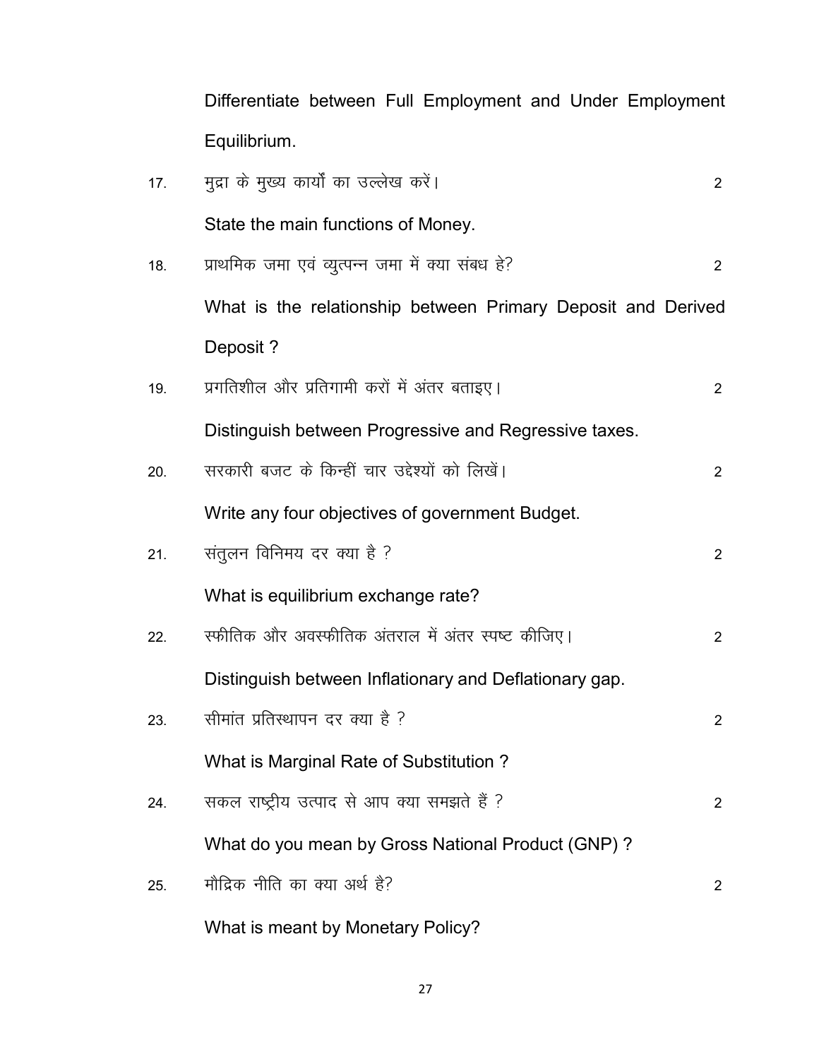Differentiate between Full Employment and Under Employment Equilibrium.

17. मुद्रा के मुख्य कार्यों का उल्लेख करें। 2

State the main functions of Money.

18. प्राथमिक जमा एवं व्युत्पन्न जमा में क्या संबध हे? 2

What is the relationship between Primary Deposit and Derived Deposit ?

19. प्रगतिशील और प्रतिगामी करों में अंतर बताइए। 2

Distinguish between Progressive and Regressive taxes.

20. सरकारी बजट के किन्हीं चार उद्देश्यों को लिखें। 2

Write any four objectives of government Budget.

21. संतुलन विनिमय दर क्या है ? 2

What is equilibrium exchange rate?

22. स्फीतिक और अवस्फीतिक अंतराल में अंतर स्पष्ट कीजिए। 2

Distinguish between Inflationary and Deflationary gap.

23. सीमांत प्रतिस्थापन दर क्या है ? 2

What is Marginal Rate of Substitution ?

24. सकल राष्ट्रीय उत्पाद से आप क्या समझते हैं ? 2

What do you mean by Gross National Product (GNP) ?

25. मौद्रिक नीति का क्या अर्थ है? 2

What is meant by Monetary Policy?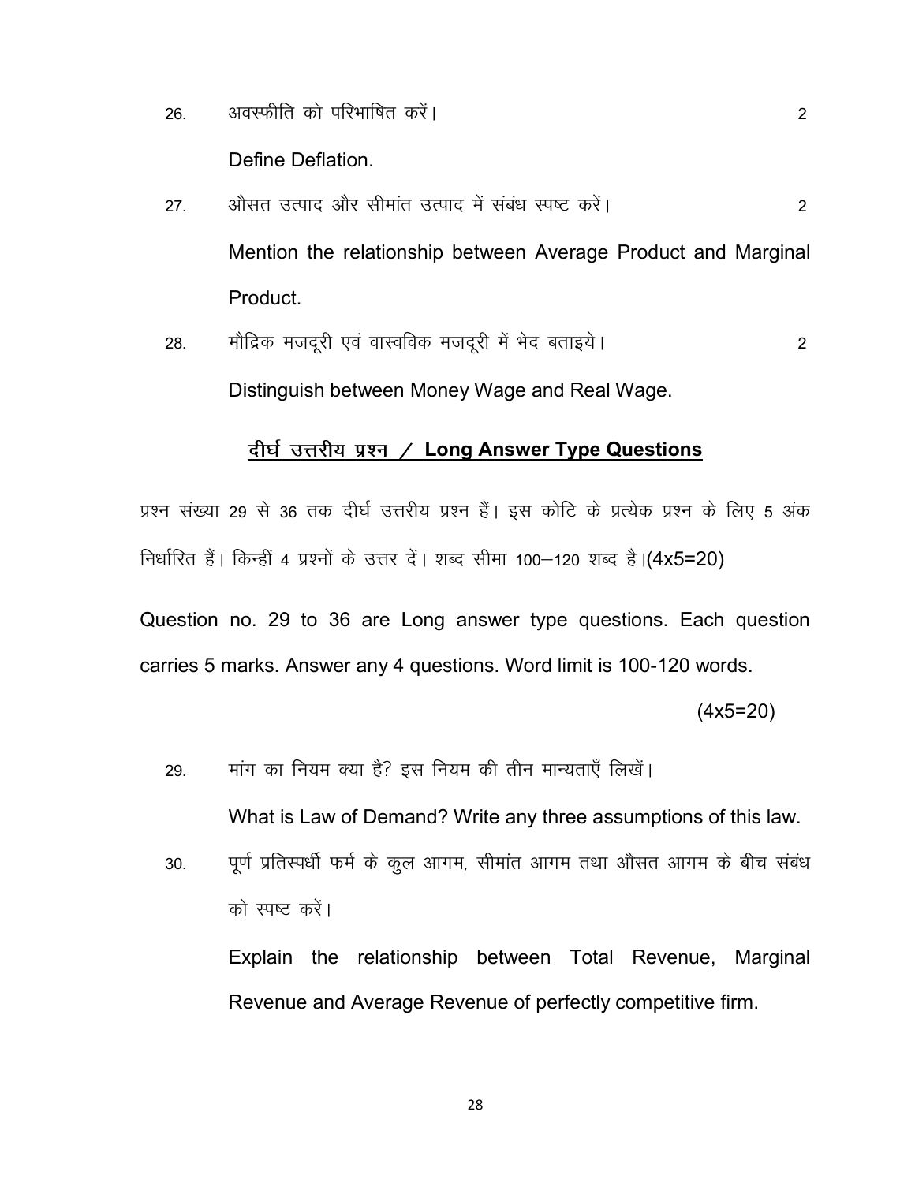26. अवस्फीति को परिभाषित करें। 2

    Define Deflation.

27. औसत उत्पाद और सीमांत उत्पाद में संबंध स्पष्ट करें। 2

    Mention the relationship between Average Product and Marginal Product.

28. मौद्रिक मजदूरी एवं वास्तविक मजदूरी में भेद बताइये। 2

    Distinguish between Money Wage and Real Wage.

## दीर्घ उत्तरीय प्रश्न / Long Answer Type Questions

प्रश्न संख्या 29 से 36 तक दीर्घ उत्तरीय प्रश्न हैं। इस कोटि के प्रत्येक प्रश्न के लिए 5 अंक निर्धारित हैं। किन्हीं 4 प्रश्नों के उत्तर दें। शब्द सीमा 100–120 शब्द है।(4x5=20)

Question no. 29 to 36 are Long answer type questions. Each question carries 5 marks. Answer any 4 questions. Word limit is 100-120 words.

(4x5=20)

29. मांग का नियम क्या है? इस नियम की तीन मान्यताएँ लिखें।

    What is Law of Demand? Write any three assumptions of this law.

30. पूर्ण प्रतिस्पर्धी फर्म के कुल आगम, सीमांत आगम तथा औसत आगम के बीच संबंध को स्पष्ट करें।

    Explain the relationship between Total Revenue, Marginal Revenue and Average Revenue of perfectly competitive firm.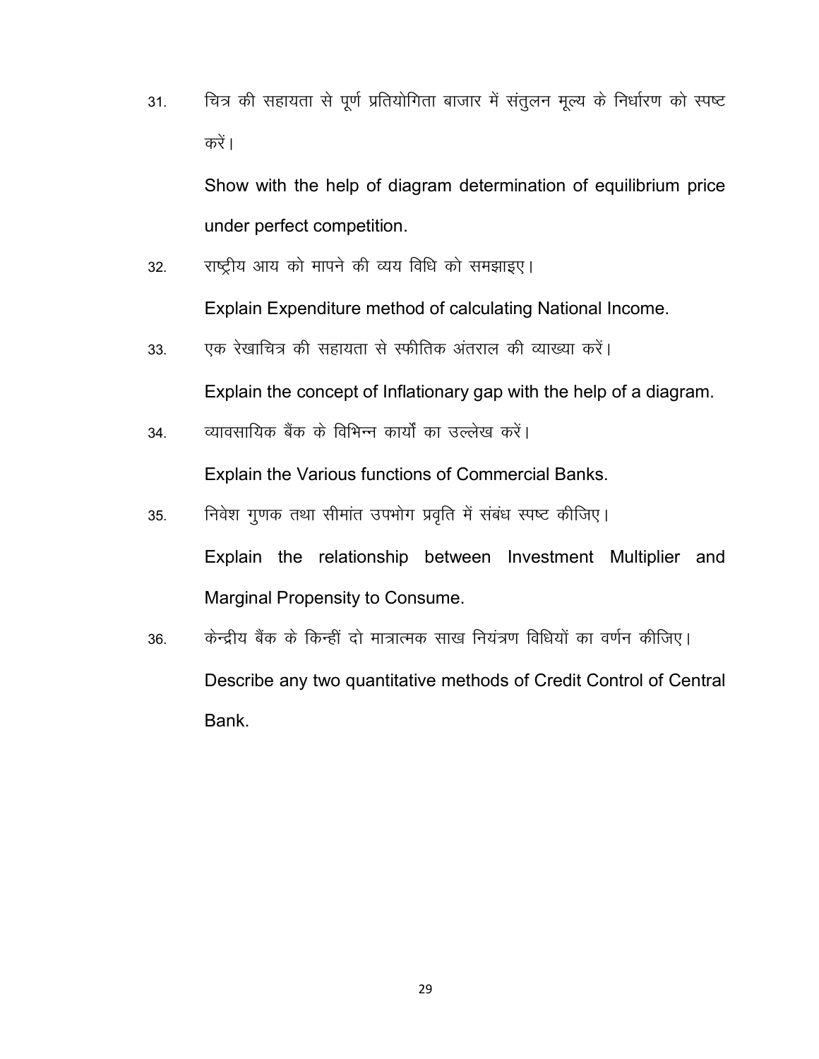31. चित्र की सहायता से पूर्ण प्रतियोगिता बाजार में संतुलन मूल्य के निर्धारण को स्पष्ट करें।

    Show with the help of diagram determination of equilibrium price under perfect competition.

32. राष्ट्रीय आय को मापने की व्यय विधि को समझाइए।

    Explain Expenditure method of calculating National Income.

33. एक रेखाचित्र की सहायता से स्फीतिक अंतराल की व्याख्या करें।

    Explain the concept of Inflationary gap with the help of a diagram.

34. व्यावसायिक बैंक के विभिन्न कार्यों का उल्लेख करें।

    Explain the Various functions of Commercial Banks.

35. निवेश गुणक तथा सीमांत उपभोग प्रवृति में संबंध स्पष्ट कीजिए।

    Explain the relationship between Investment Multiplier and Marginal Propensity to Consume.

36. केन्द्रीय बैंक के किन्हीं दो मात्रात्मक साख नियंत्रण विधियों का वर्णन कीजिए।

    Describe any two quantitative methods of Credit Control of Central Bank.